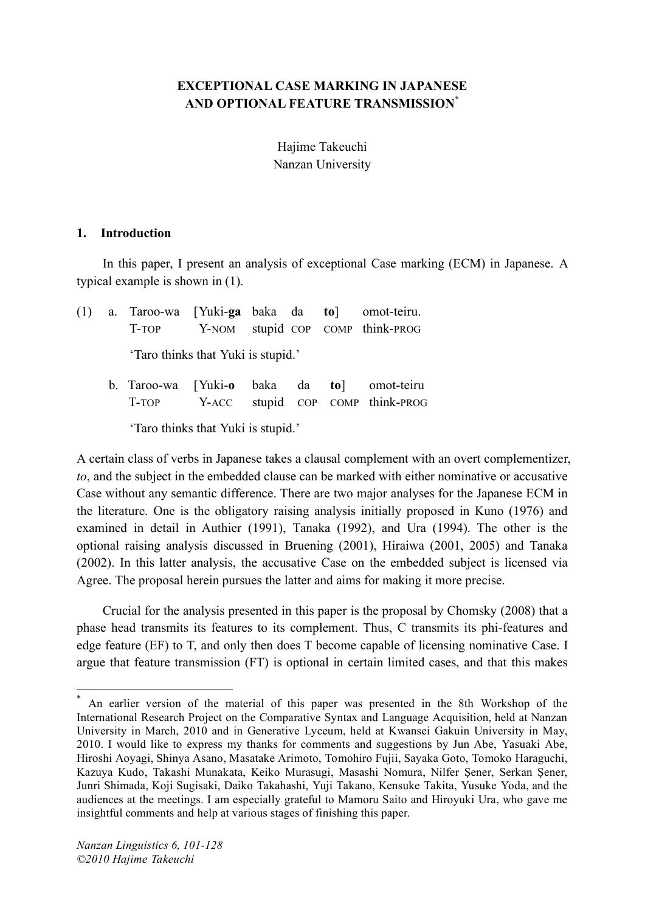# EXCEPTIONAL CASE MARKING IN JAPANESE AND OPTIONAL FEATURE TRANSMISSION*

Hajime Takeuchi
Nanzan University

## 1. Introduction

In this paper, I present an analysis of exceptional Case marking (ECM) in Japanese. A typical example is shown in (1).

(1) a. Taroo-wa [Yuki-**ga** baka da **to**] omot-teiru.
  T-TOP Y-NOM stupid COP COMP think-PROG
  'Taro thinks that Yuki is stupid.'

 b. Taroo-wa [Yuki-**o** baka da **to**] omot-teiru
  T-TOP Y-ACC stupid COP COMP think-PROG
  'Taro thinks that Yuki is stupid.'

A certain class of verbs in Japanese takes a clausal complement with an overt complementizer, *to*, and the subject in the embedded clause can be marked with either nominative or accusative Case without any semantic difference. There are two major analyses for the Japanese ECM in the literature. One is the obligatory raising analysis initially proposed in Kuno (1976) and examined in detail in Authier (1991), Tanaka (1992), and Ura (1994). The other is the optional raising analysis discussed in Bruening (2001), Hiraiwa (2001, 2005) and Tanaka (2002). In this latter analysis, the accusative Case on the embedded subject is licensed via Agree. The proposal herein pursues the latter and aims for making it more precise.

Crucial for the analysis presented in this paper is the proposal by Chomsky (2008) that a phase head transmits its features to its complement. Thus, C transmits its phi-features and edge feature (EF) to T, and only then does T become capable of licensing nominative Case. I argue that feature transmission (FT) is optional in certain limited cases, and that this makes

---

* An earlier version of the material of this paper was presented in the 8th Workshop of the International Research Project on the Comparative Syntax and Language Acquisition, held at Nanzan University in March, 2010 and in Generative Lyceum, held at Kwansei Gakuin University in May, 2010. I would like to express my thanks for comments and suggestions by Jun Abe, Yasuaki Abe, Hiroshi Aoyagi, Shinya Asano, Masatake Arimoto, Tomohiro Fujii, Sayaka Goto, Tomoko Haraguchi, Kazuya Kudo, Takashi Munakata, Keiko Murasugi, Masashi Nomura, Nilfer Şener, Serkan Şener, Junri Shimada, Koji Sugisaki, Daiko Takahashi, Yuji Takano, Kensuke Takita, Yusuke Yoda, and the audiences at the meetings. I am especially grateful to Mamoru Saito and Hiroyuki Ura, who gave me insightful comments and help at various stages of finishing this paper.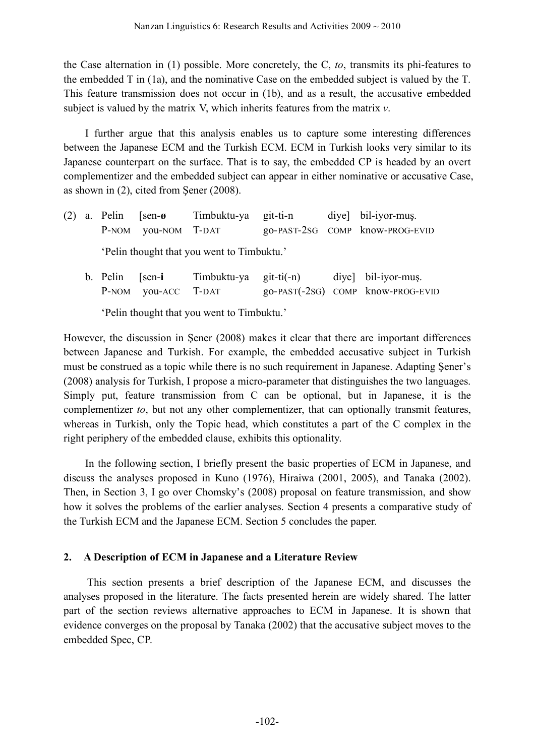the Case alternation in (1) possible. More concretely, the C, *to*, transmits its phi-features to the embedded T in (1a), and the nominative Case on the embedded subject is valued by the T. This feature transmission does not occur in (1b), and as a result, the accusative embedded subject is valued by the matrix V, which inherits features from the matrix *v*.

I further argue that this analysis enables us to capture some interesting differences between the Japanese ECM and the Turkish ECM. ECM in Turkish looks very similar to its Japanese counterpart on the surface. That is to say, the embedded CP is headed by an overt complementizer and the embedded subject can appear in either nominative or accusative Case, as shown in (2), cited from Şener (2008).

(2) a. Pelin [sen-**ø** Timbuktu-ya git-ti-n diye] bil-iyor-muş.
    P-NOM you-NOM T-DAT go-PAST-2SG COMP know-PROG-EVID
    'Pelin thought that you went to Timbuktu.'

  b. Pelin [sen-**i** Timbuktu-ya git-ti(-n) diye] bil-iyor-muş.
    P-NOM you-ACC T-DAT go-PAST(-2SG) COMP know-PROG-EVID
    'Pelin thought that you went to Timbuktu.'

However, the discussion in Şener (2008) makes it clear that there are important differences between Japanese and Turkish. For example, the embedded accusative subject in Turkish must be construed as a topic while there is no such requirement in Japanese. Adapting Şener's (2008) analysis for Turkish, I propose a micro-parameter that distinguishes the two languages. Simply put, feature transmission from C can be optional, but in Japanese, it is the complementizer *to*, but not any other complementizer, that can optionally transmit features, whereas in Turkish, only the Topic head, which constitutes a part of the C complex in the right periphery of the embedded clause, exhibits this optionality.

In the following section, I briefly present the basic properties of ECM in Japanese, and discuss the analyses proposed in Kuno (1976), Hiraiwa (2001, 2005), and Tanaka (2002). Then, in Section 3, I go over Chomsky's (2008) proposal on feature transmission, and show how it solves the problems of the earlier analyses. Section 4 presents a comparative study of the Turkish ECM and the Japanese ECM. Section 5 concludes the paper.

## 2. A Description of ECM in Japanese and a Literature Review

This section presents a brief description of the Japanese ECM, and discusses the analyses proposed in the literature. The facts presented herein are widely shared. The latter part of the section reviews alternative approaches to ECM in Japanese. It is shown that evidence converges on the proposal by Tanaka (2002) that the accusative subject moves to the embedded Spec, CP.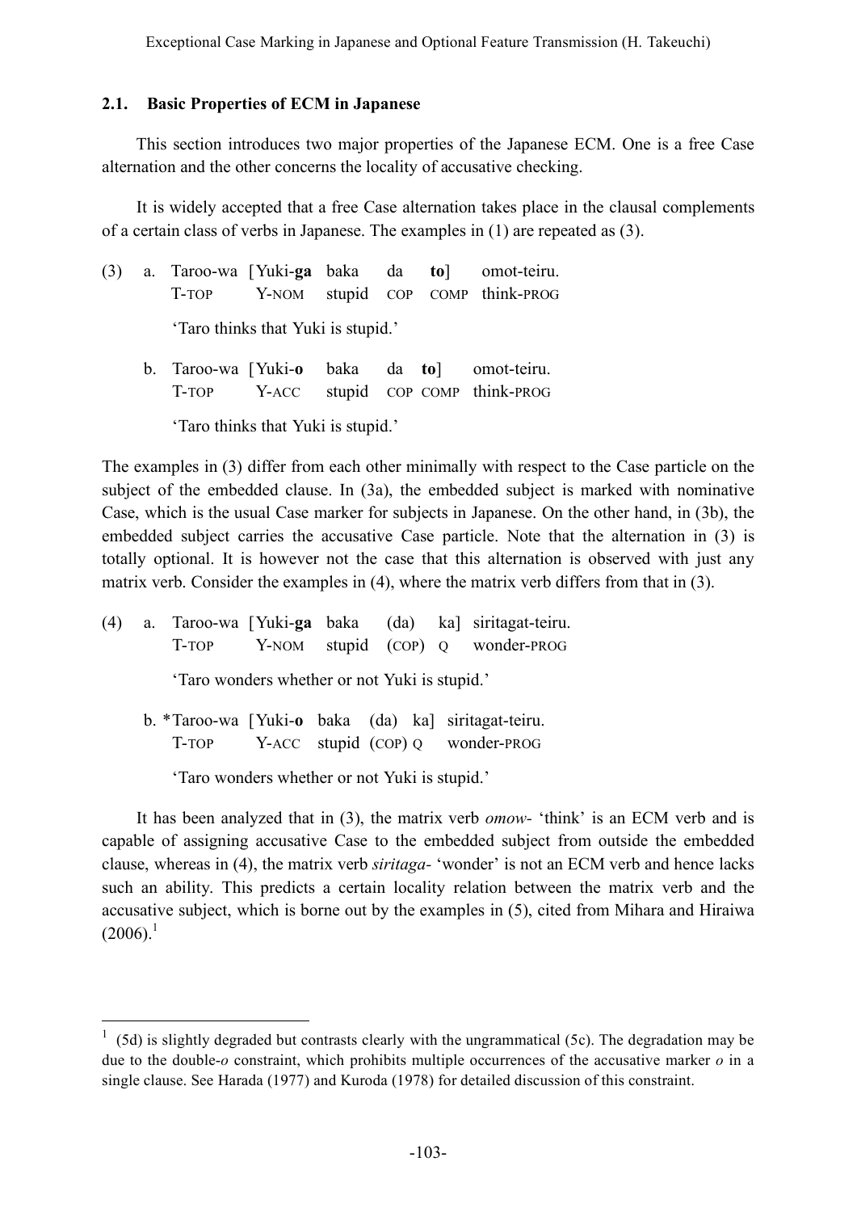## 2.1. Basic Properties of ECM in Japanese

This section introduces two major properties of the Japanese ECM. One is a free Case alternation and the other concerns the locality of accusative checking.

It is widely accepted that a free Case alternation takes place in the clausal complements of a certain class of verbs in Japanese. The examples in (1) are repeated as (3).

(3) a. Taroo-wa [Yuki-**ga** baka da **to**] omot-teiru.
T-TOP Y-NOM stupid COP COMP think-PROG
'Taro thinks that Yuki is stupid.'

b. Taroo-wa [Yuki-**o** baka da **to**] omot-teiru.
T-TOP Y-ACC stupid COP COMP think-PROG
'Taro thinks that Yuki is stupid.'

The examples in (3) differ from each other minimally with respect to the Case particle on the subject of the embedded clause. In (3a), the embedded subject is marked with nominative Case, which is the usual Case marker for subjects in Japanese. On the other hand, in (3b), the embedded subject carries the accusative Case particle. Note that the alternation in (3) is totally optional. It is however not the case that this alternation is observed with just any matrix verb. Consider the examples in (4), where the matrix verb differs from that in (3).

(4) a. Taroo-wa [Yuki-**ga** baka (da) ka] siritagat-teiru.
T-TOP Y-NOM stupid (COP) Q wonder-PROG
'Taro wonders whether or not Yuki is stupid.'

b. *Taroo-wa [Yuki-**o** baka (da) ka] siritagat-teiru.
T-TOP Y-ACC stupid (COP) Q wonder-PROG
'Taro wonders whether or not Yuki is stupid.'

It has been analyzed that in (3), the matrix verb *omow-* 'think' is an ECM verb and is capable of assigning accusative Case to the embedded subject from outside the embedded clause, whereas in (4), the matrix verb *siritaga-* 'wonder' is not an ECM verb and hence lacks such an ability. This predicts a certain locality relation between the matrix verb and the accusative subject, which is borne out by the examples in (5), cited from Mihara and Hiraiwa (2006).[1]

---

[1] (5d) is slightly degraded but contrasts clearly with the ungrammatical (5c). The degradation may be due to the double-*o* constraint, which prohibits multiple occurrences of the accusative marker *o* in a single clause. See Harada (1977) and Kuroda (1978) for detailed discussion of this constraint.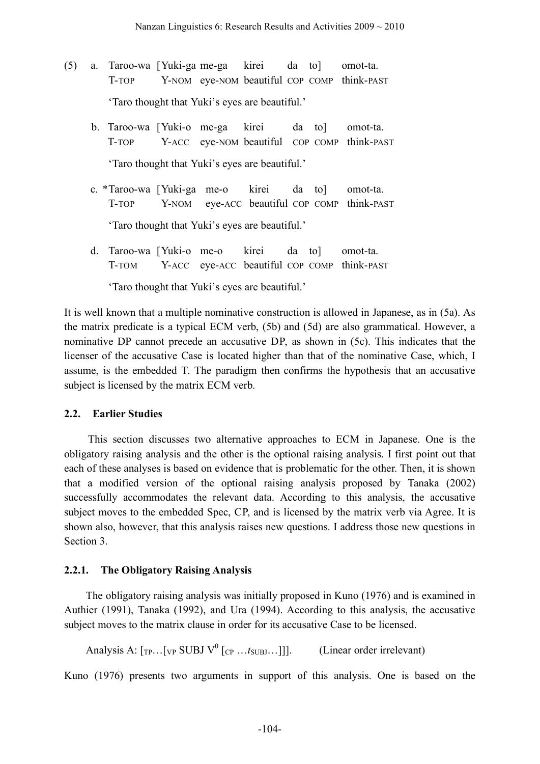(5) a. Taroo-wa [Yuki-ga me-ga kirei da to] omot-ta.  
  T-TOP Y-NOM eye-NOM beautiful COP COMP think-PAST  
  'Taro thought that Yuki's eyes are beautiful.'

 b. Taroo-wa [Yuki-o me-ga kirei da to] omot-ta.  
  T-TOP Y-ACC eye-NOM beautiful COP COMP think-PAST  
  'Taro thought that Yuki's eyes are beautiful.'

 c. *Taroo-wa [Yuki-ga me-o kirei da to] omot-ta.  
  T-TOP Y-NOM eye-ACC beautiful COP COMP think-PAST  
  'Taro thought that Yuki's eyes are beautiful.'

 d. Taroo-wa [Yuki-o me-o kirei da to] omot-ta.  
  T-TOM Y-ACC eye-ACC beautiful COP COMP think-PAST  
  'Taro thought that Yuki's eyes are beautiful.'

It is well known that a multiple nominative construction is allowed in Japanese, as in (5a). As the matrix predicate is a typical ECM verb, (5b) and (5d) are also grammatical. However, a nominative DP cannot precede an accusative DP, as shown in (5c). This indicates that the licenser of the accusative Case is located higher than that of the nominative Case, which, I assume, is the embedded T. The paradigm then confirms the hypothesis that an accusative subject is licensed by the matrix ECM verb.

### 2.2. Earlier Studies

This section discusses two alternative approaches to ECM in Japanese. One is the obligatory raising analysis and the other is the optional raising analysis. I first point out that each of these analyses is based on evidence that is problematic for the other. Then, it is shown that a modified version of the optional raising analysis proposed by Tanaka (2002) successfully accommodates the relevant data. According to this analysis, the accusative subject moves to the embedded Spec, CP, and is licensed by the matrix verb via Agree. It is shown also, however, that this analysis raises new questions. I address those new questions in Section 3.

#### 2.2.1. The Obligatory Raising Analysis

The obligatory raising analysis was initially proposed in Kuno (1976) and is examined in Authier (1991), Tanaka (1992), and Ura (1994). According to this analysis, the accusative subject moves to the matrix clause in order for its accusative Case to be licensed.

Analysis A: $[_{TP} \ldots [_{VP}$ SUBJ $V^0$ $[_{CP} \ldots t_{SUBJ} \ldots]]]$.  (Linear order irrelevant)

Kuno (1976) presents two arguments in support of this analysis. One is based on the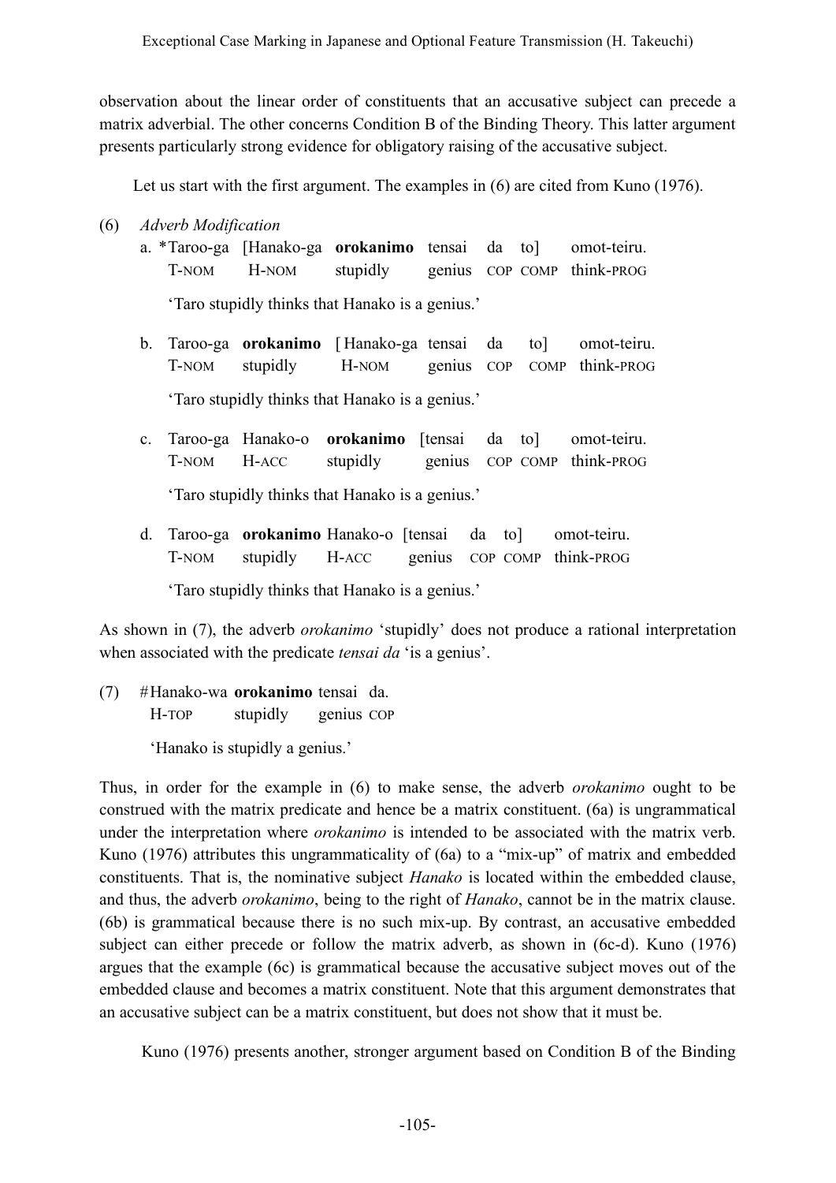observation about the linear order of constituents that an accusative subject can precede a matrix adverbial. The other concerns Condition B of the Binding Theory. This latter argument presents particularly strong evidence for obligatory raising of the accusative subject.

Let us start with the first argument. The examples in (6) are cited from Kuno (1976).

(6) *Adverb Modification*

a. *Taroo-ga [Hanako-ga **orokanimo** tensai da to] omot-teiru.
   T-NOM H-NOM stupidly genius COP COMP think-PROG

   'Taro stupidly thinks that Hanako is a genius.'

b. Taroo-ga **orokanimo** [Hanako-ga tensai da to] omot-teiru.
   T-NOM stupidly H-NOM genius COP COMP think-PROG

   'Taro stupidly thinks that Hanako is a genius.'

c. Taroo-ga Hanako-o **orokanimo** [tensai da to] omot-teiru.
   T-NOM H-ACC stupidly genius COP COMP think-PROG

   'Taro stupidly thinks that Hanako is a genius.'

d. Taroo-ga **orokanimo** Hanako-o [tensai da to] omot-teiru.
   T-NOM stupidly H-ACC genius COP COMP think-PROG

   'Taro stupidly thinks that Hanako is a genius.'

As shown in (7), the adverb *orokanimo* 'stupidly' does not produce a rational interpretation when associated with the predicate *tensai da* 'is a genius'.

(7) #Hanako-wa **orokanimo** tensai da.
   H-TOP stupidly genius COP

   'Hanako is stupidly a genius.'

Thus, in order for the example in (6) to make sense, the adverb *orokanimo* ought to be construed with the matrix predicate and hence be a matrix constituent. (6a) is ungrammatical under the interpretation where *orokanimo* is intended to be associated with the matrix verb. Kuno (1976) attributes this ungrammaticality of (6a) to a "mix-up" of matrix and embedded constituents. That is, the nominative subject *Hanako* is located within the embedded clause, and thus, the adverb *orokanimo*, being to the right of *Hanako*, cannot be in the matrix clause. (6b) is grammatical because there is no such mix-up. By contrast, an accusative embedded subject can either precede or follow the matrix adverb, as shown in (6c-d). Kuno (1976) argues that the example (6c) is grammatical because the accusative subject moves out of the embedded clause and becomes a matrix constituent. Note that this argument demonstrates that an accusative subject can be a matrix constituent, but does not show that it must be.

Kuno (1976) presents another, stronger argument based on Condition B of the Binding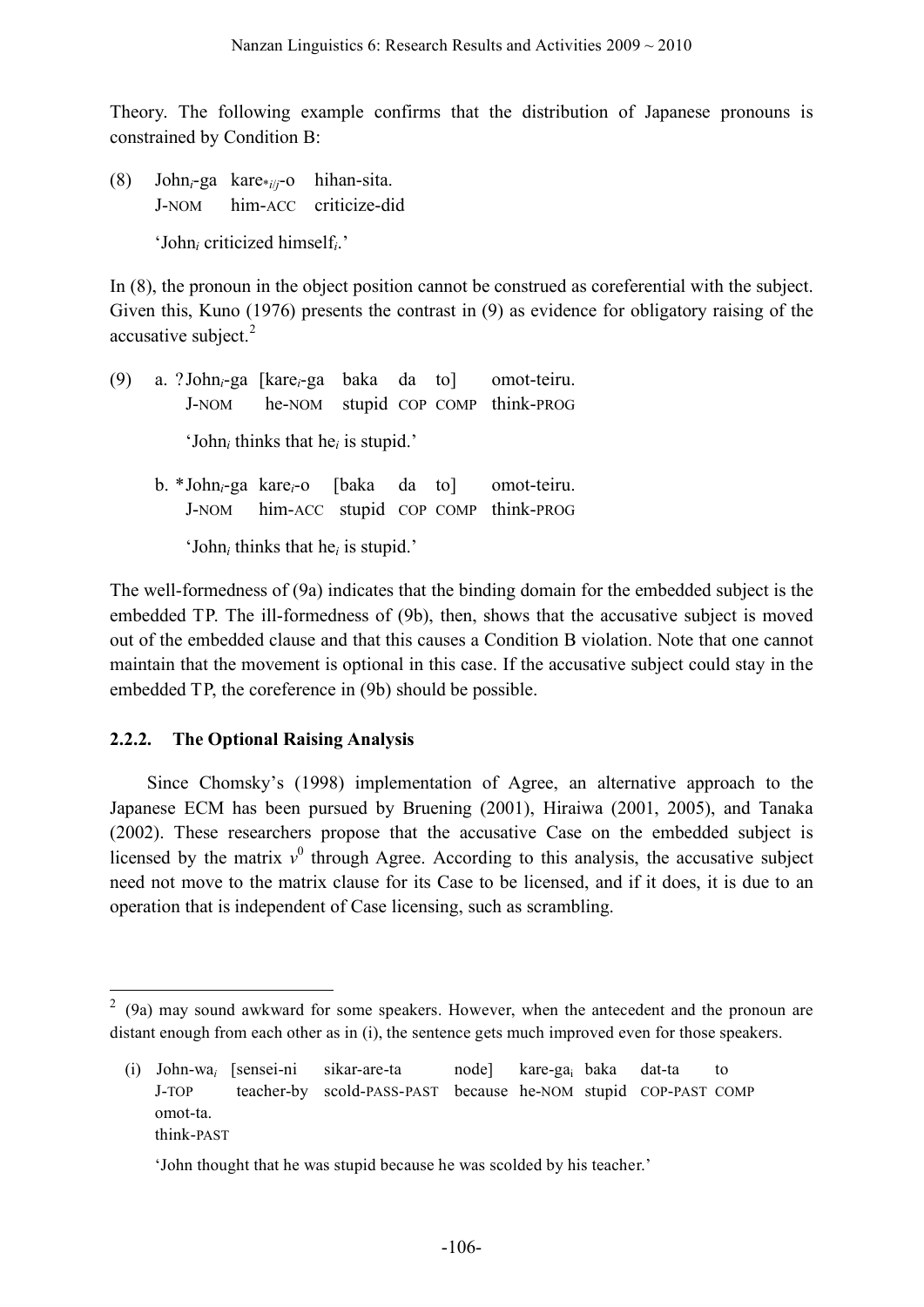Theory. The following example confirms that the distribution of Japanese pronouns is constrained by Condition B:

(8) John$_i$-ga kare$_{*i/j}$-o hihan-sita.
    J-NOM him-ACC criticize-did

    'John$_i$ criticized himself$_i$.'

In (8), the pronoun in the object position cannot be construed as coreferential with the subject. Given this, Kuno (1976) presents the contrast in (9) as evidence for obligatory raising of the accusative subject.[2]

(9) a. ?John$_i$-ga [kare$_i$-ga baka da to] omot-teiru.
       J-NOM he-NOM stupid COP COMP think-PROG

       'John$_i$ thinks that he$_i$ is stupid.'

    b. *John$_i$-ga kare$_i$-o [baka da to] omot-teiru.
       J-NOM him-ACC stupid COP COMP think-PROG

       'John$_i$ thinks that he$_i$ is stupid.'

The well-formedness of (9a) indicates that the binding domain for the embedded subject is the embedded TP. The ill-formedness of (9b), then, shows that the accusative subject is moved out of the embedded clause and that this causes a Condition B violation. Note that one cannot maintain that the movement is optional in this case. If the accusative subject could stay in the embedded TP, the coreference in (9b) should be possible.

### 2.2.2. The Optional Raising Analysis

Since Chomsky's (1998) implementation of Agree, an alternative approach to the Japanese ECM has been pursued by Bruening (2001), Hiraiwa (2001, 2005), and Tanaka (2002). These researchers propose that the accusative Case on the embedded subject is licensed by the matrix $v^0$ through Agree. According to this analysis, the accusative subject need not move to the matrix clause for its Case to be licensed, and if it does, it is due to an operation that is independent of Case licensing, such as scrambling.

---

[2] (9a) may sound awkward for some speakers. However, when the antecedent and the pronoun are distant enough from each other as in (i), the sentence gets much improved even for those speakers.

(i) John-wa$_i$ [sensei-ni sikar-are-ta node] kare-ga$_i$ baka dat-ta to
    J-TOP teacher-by scold-PASS-PAST because he-NOM stupid COP-PAST COMP
    omot-ta.
    think-PAST

    'John thought that he was stupid because he was scolded by his teacher.'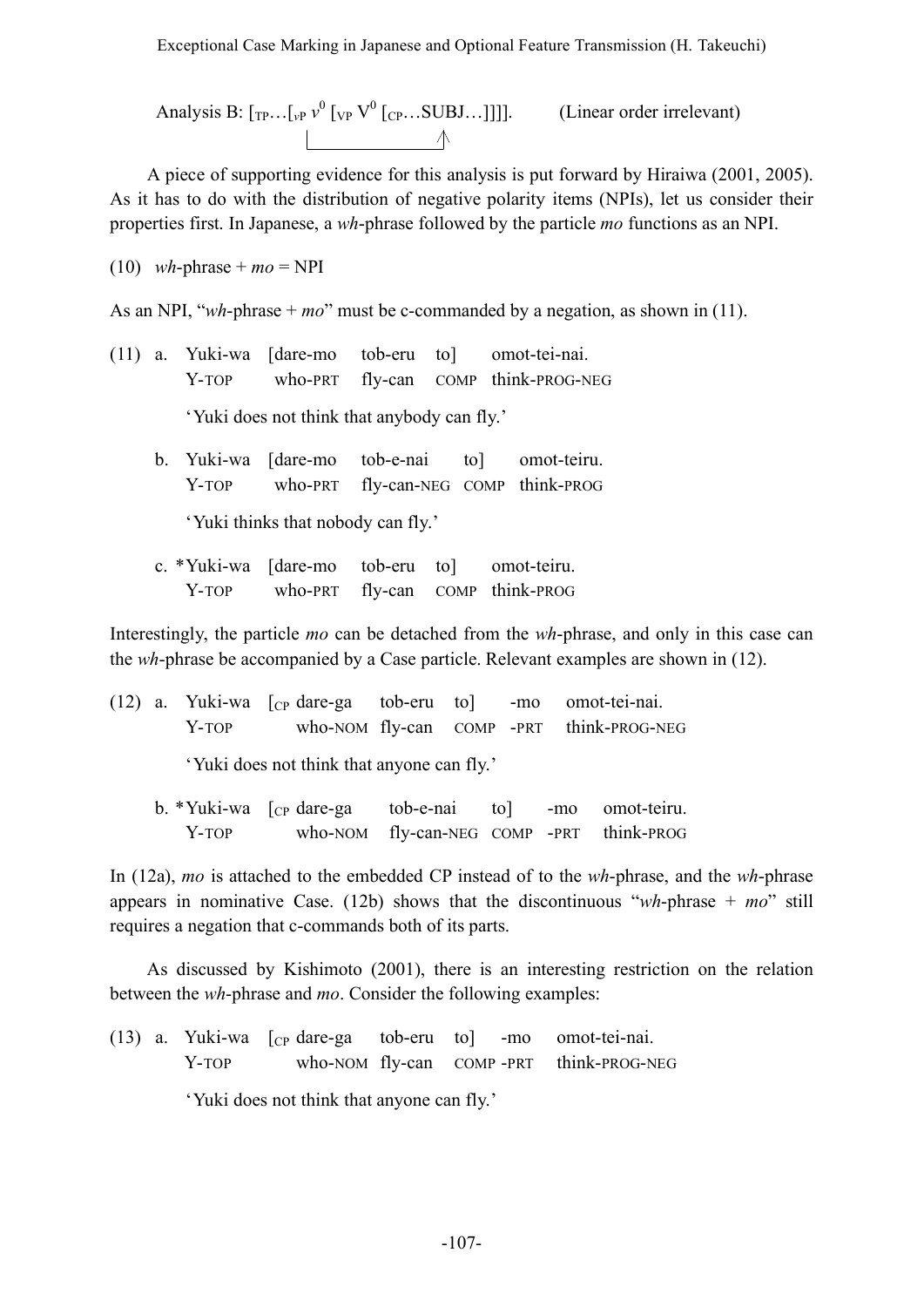Analysis B: $[_{TP} \ldots [_{vP}\ v^0\ [_{VP}\ V^0\ [_{CP} \ldots \text{SUBJ} \ldots ]]]]$. (Linear order irrelevant)

A piece of supporting evidence for this analysis is put forward by Hiraiwa (2001, 2005). As it has to do with the distribution of negative polarity items (NPIs), let us consider their properties first. In Japanese, a *wh*-phrase followed by the particle *mo* functions as an NPI.

(10) *wh*-phrase + *mo* = NPI

As an NPI, "*wh*-phrase + *mo*" must be c-commanded by a negation, as shown in (11).

(11) a. Yuki-wa [dare-mo tob-eru to] omot-tei-nai.
   Y-TOP who-PRT fly-can COMP think-PROG-NEG
   'Yuki does not think that anybody can fly.'

b. Yuki-wa [dare-mo tob-e-nai to] omot-teiru.
   Y-TOP who-PRT fly-can-NEG COMP think-PROG
   'Yuki thinks that nobody can fly.'

c. *Yuki-wa [dare-mo tob-eru to] omot-teiru.
   Y-TOP who-PRT fly-can COMP think-PROG

Interestingly, the particle *mo* can be detached from the *wh*-phrase, and only in this case can the *wh*-phrase be accompanied by a Case particle. Relevant examples are shown in (12).

(12) a. Yuki-wa [$_{CP}$ dare-ga tob-eru to] -mo omot-tei-nai.
   Y-TOP who-NOM fly-can COMP -PRT think-PROG-NEG
   'Yuki does not think that anyone can fly.'

b. *Yuki-wa [$_{CP}$ dare-ga tob-e-nai to] -mo omot-teiru.
   Y-TOP who-NOM fly-can-NEG COMP -PRT think-PROG

In (12a), *mo* is attached to the embedded CP instead of to the *wh*-phrase, and the *wh*-phrase appears in nominative Case. (12b) shows that the discontinuous "*wh*-phrase + *mo*" still requires a negation that c-commands both of its parts.

As discussed by Kishimoto (2001), there is an interesting restriction on the relation between the *wh*-phrase and *mo*. Consider the following examples:

(13) a. Yuki-wa [$_{CP}$ dare-ga tob-eru to] -mo omot-tei-nai.
   Y-TOP who-NOM fly-can COMP -PRT think-PROG-NEG
   'Yuki does not think that anyone can fly.'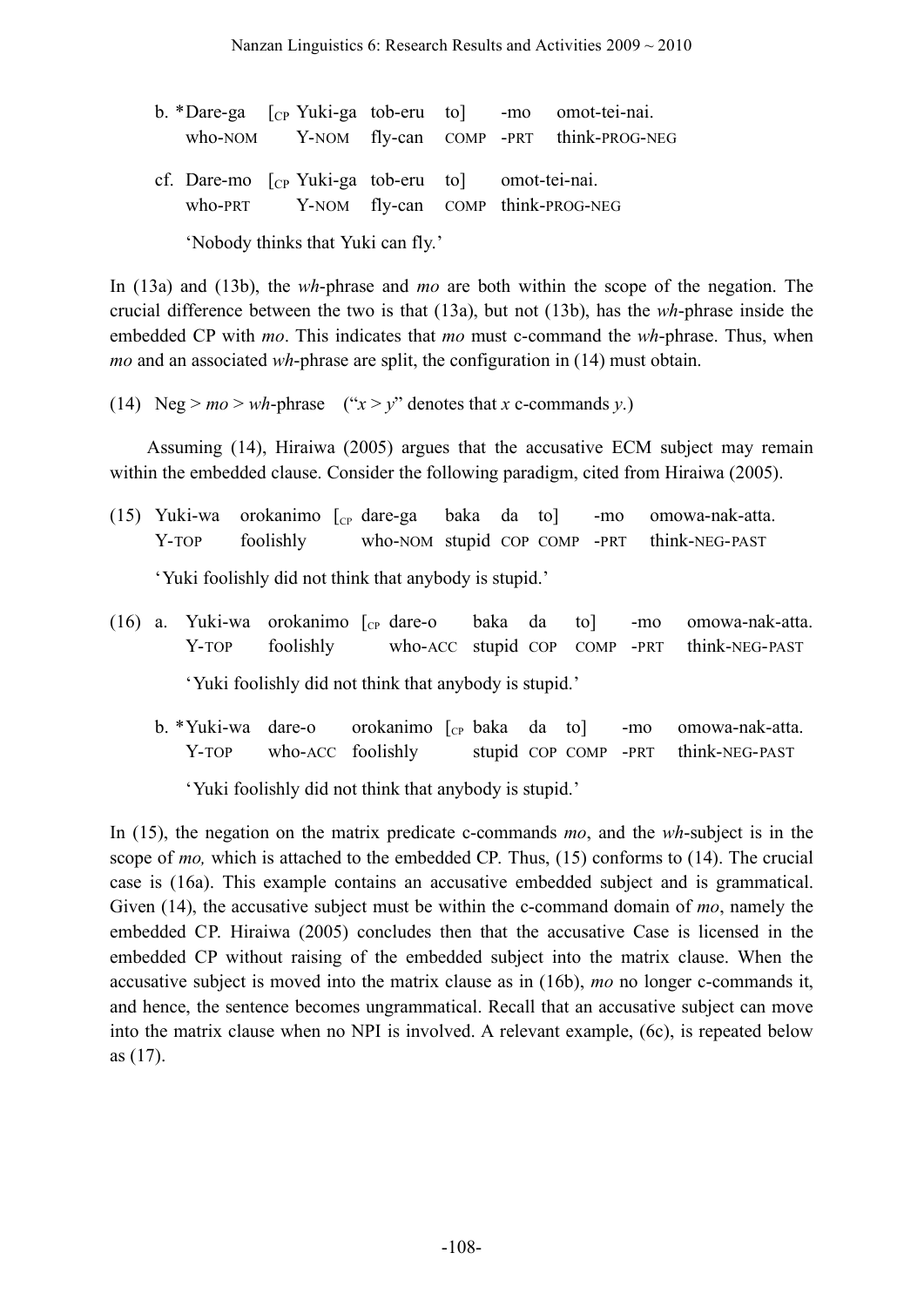b. *Dare-ga [<sub>CP</sub> Yuki-ga tob-eru to] -mo omot-tei-nai.
   who-NOM Y-NOM fly-can COMP -PRT think-PROG-NEG

cf. Dare-mo [<sub>CP</sub> Yuki-ga tob-eru to] omot-tei-nai.
   who-PRT Y-NOM fly-can COMP think-PROG-NEG

   'Nobody thinks that Yuki can fly.'

In (13a) and (13b), the *wh*-phrase and *mo* are both within the scope of the negation. The crucial difference between the two is that (13a), but not (13b), has the *wh*-phrase inside the embedded CP with *mo*. This indicates that *mo* must c-command the *wh*-phrase. Thus, when *mo* and an associated *wh*-phrase are split, the configuration in (14) must obtain.

(14) Neg > *mo* > *wh*-phrase ("*x* > *y*" denotes that *x* c-commands *y*.)

Assuming (14), Hiraiwa (2005) argues that the accusative ECM subject may remain within the embedded clause. Consider the following paradigm, cited from Hiraiwa (2005).

(15) Yuki-wa orokanimo [<sub>CP</sub> dare-ga baka da to] -mo omowa-nak-atta.
   Y-TOP foolishly who-NOM stupid COP COMP -PRT think-NEG-PAST

   'Yuki foolishly did not think that anybody is stupid.'

(16) a. Yuki-wa orokanimo [<sub>CP</sub> dare-o baka da to] -mo omowa-nak-atta.
   Y-TOP foolishly who-ACC stupid COP COMP -PRT think-NEG-PAST

   'Yuki foolishly did not think that anybody is stupid.'

b. *Yuki-wa dare-o orokanimo [<sub>CP</sub> baka da to] -mo omowa-nak-atta.
   Y-TOP who-ACC foolishly stupid COP COMP -PRT think-NEG-PAST

   'Yuki foolishly did not think that anybody is stupid.'

In (15), the negation on the matrix predicate c-commands *mo*, and the *wh*-subject is in the scope of *mo,* which is attached to the embedded CP. Thus, (15) conforms to (14). The crucial case is (16a). This example contains an accusative embedded subject and is grammatical. Given (14), the accusative subject must be within the c-command domain of *mo*, namely the embedded CP. Hiraiwa (2005) concludes then that the accusative Case is licensed in the embedded CP without raising of the embedded subject into the matrix clause. When the accusative subject is moved into the matrix clause as in (16b), *mo* no longer c-commands it, and hence, the sentence becomes ungrammatical. Recall that an accusative subject can move into the matrix clause when no NPI is involved. A relevant example, (6c), is repeated below as (17).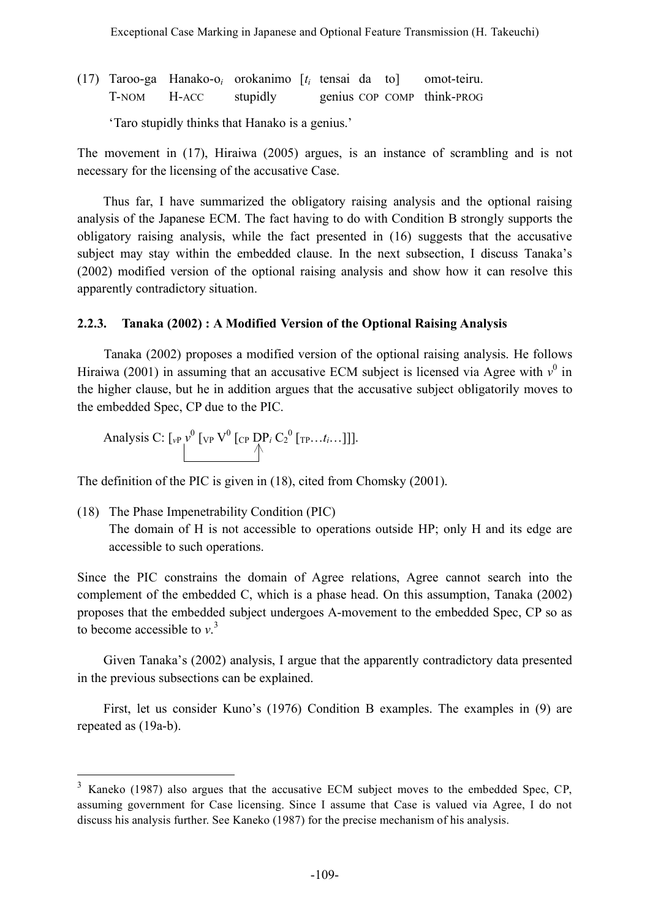(17) Taroo-ga  Hanako-o$_i$  orokanimo  [$t_i$  tensai  da  to]  omot-teiru.
     T-NOM  H-ACC  stupidly  genius COP COMP  think-PROG

     'Taro stupidly thinks that Hanako is a genius.'

The movement in (17), Hiraiwa (2005) argues, is an instance of scrambling and is not necessary for the licensing of the accusative Case.

Thus far, I have summarized the obligatory raising analysis and the optional raising analysis of the Japanese ECM. The fact having to do with Condition B strongly supports the obligatory raising analysis, while the fact presented in (16) suggests that the accusative subject may stay within the embedded clause. In the next subsection, I discuss Tanaka's (2002) modified version of the optional raising analysis and show how it can resolve this apparently contradictory situation.

### 2.2.3. Tanaka (2002) : A Modified Version of the Optional Raising Analysis

Tanaka (2002) proposes a modified version of the optional raising analysis. He follows Hiraiwa (2001) in assuming that an accusative ECM subject is licensed via Agree with $v^0$ in the higher clause, but he in addition argues that the accusative subject obligatorily moves to the embedded Spec, CP due to the PIC.

Analysis C: [$_{vP}$ $v^0$ [$_{VP}$ $V^0$ [$_{CP}$ DP$_i$ $C_2^0$ [$_{TP}$…$t_i$…]]].

The definition of the PIC is given in (18), cited from Chomsky (2001).

(18) The Phase Impenetrability Condition (PIC)
     The domain of H is not accessible to operations outside HP; only H and its edge are accessible to such operations.

Since the PIC constrains the domain of Agree relations, Agree cannot search into the complement of the embedded C, which is a phase head. On this assumption, Tanaka (2002) proposes that the embedded subject undergoes A-movement to the embedded Spec, CP so as to become accessible to *v*.[3]

Given Tanaka's (2002) analysis, I argue that the apparently contradictory data presented in the previous subsections can be explained.

First, let us consider Kuno's (1976) Condition B examples. The examples in (9) are repeated as (19a-b).

[3] Kaneko (1987) also argues that the accusative ECM subject moves to the embedded Spec, CP, assuming government for Case licensing. Since I assume that Case is valued via Agree, I do not discuss his analysis further. See Kaneko (1987) for the precise mechanism of his analysis.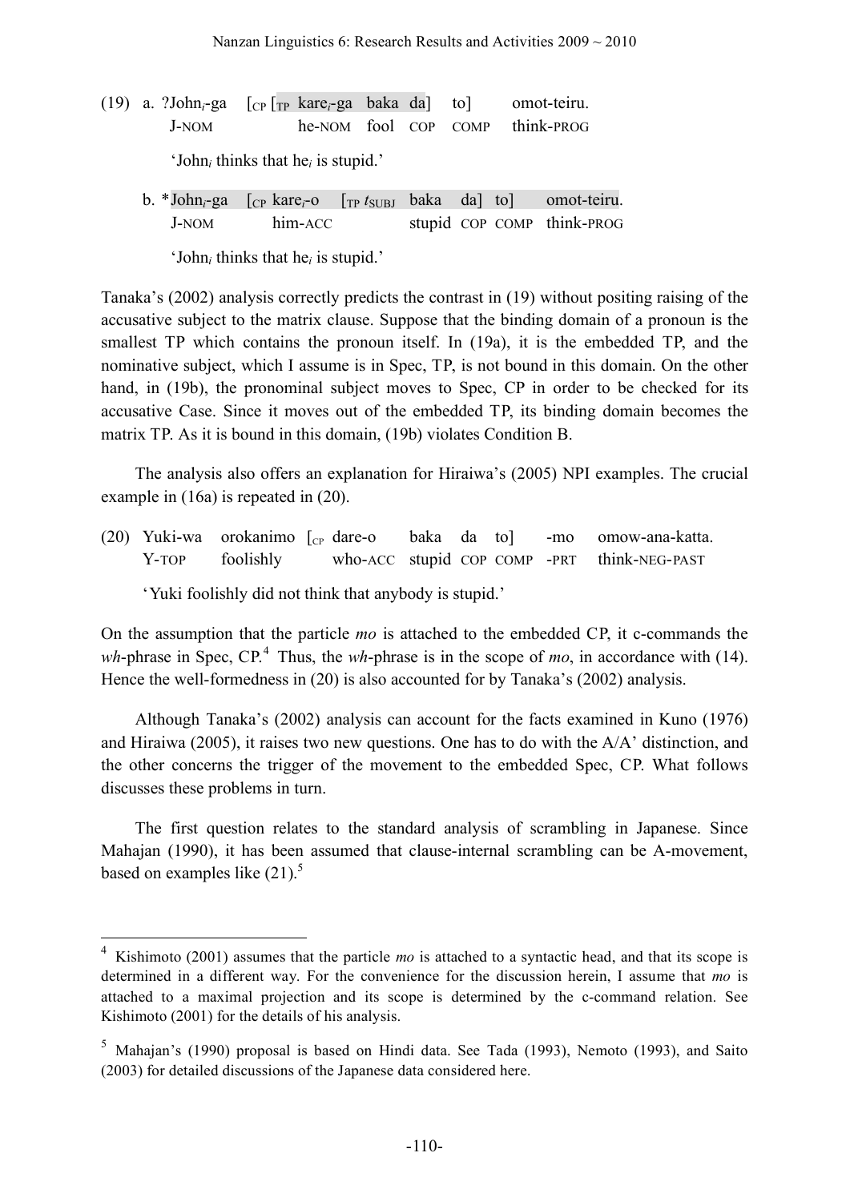(19) a. ?John$_i$-ga [$_{CP}$ [$_{TP}$ kare$_i$-ga baka da] to] omot-teiru.
     J-NOM he-NOM fool COP COMP think-PROG

     'John$_i$ thinks that he$_i$ is stupid.'

   b. *John$_i$-ga [$_{CP}$ kare$_i$-o [$_{TP}$ $t_{SUBJ}$ baka da] to] omot-teiru.
     J-NOM him-ACC stupid COP COMP think-PROG

     'John$_i$ thinks that he$_i$ is stupid.'

Tanaka's (2002) analysis correctly predicts the contrast in (19) without positing raising of the accusative subject to the matrix clause. Suppose that the binding domain of a pronoun is the smallest TP which contains the pronoun itself. In (19a), it is the embedded TP, and the nominative subject, which I assume is in Spec, TP, is not bound in this domain. On the other hand, in (19b), the pronominal subject moves to Spec, CP in order to be checked for its accusative Case. Since it moves out of the embedded TP, its binding domain becomes the matrix TP. As it is bound in this domain, (19b) violates Condition B.

The analysis also offers an explanation for Hiraiwa's (2005) NPI examples. The crucial example in (16a) is repeated in (20).

(20) Yuki-wa orokanimo [$_{CP}$ dare-o baka da to] -mo omow-ana-katta.
     Y-TOP foolishly who-ACC stupid COP COMP -PRT think-NEG-PAST

     'Yuki foolishly did not think that anybody is stupid.'

On the assumption that the particle *mo* is attached to the embedded CP, it c-commands the *wh*-phrase in Spec, CP.[4] Thus, the *wh*-phrase is in the scope of *mo*, in accordance with (14). Hence the well-formedness in (20) is also accounted for by Tanaka's (2002) analysis.

Although Tanaka's (2002) analysis can account for the facts examined in Kuno (1976) and Hiraiwa (2005), it raises two new questions. One has to do with the A/A' distinction, and the other concerns the trigger of the movement to the embedded Spec, CP. What follows discusses these problems in turn.

The first question relates to the standard analysis of scrambling in Japanese. Since Mahajan (1990), it has been assumed that clause-internal scrambling can be A-movement, based on examples like (21).[5]

---

[4] Kishimoto (2001) assumes that the particle *mo* is attached to a syntactic head, and that its scope is determined in a different way. For the convenience for the discussion herein, I assume that *mo* is attached to a maximal projection and its scope is determined by the c-command relation. See Kishimoto (2001) for the details of his analysis.

[5] Mahajan's (1990) proposal is based on Hindi data. See Tada (1993), Nemoto (1993), and Saito (2003) for detailed discussions of the Japanese data considered here.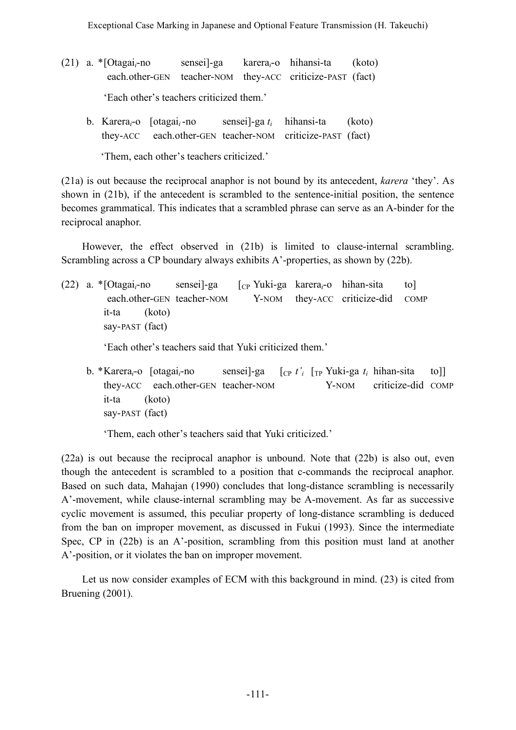(21) a. *[Otagai$_i$-no sensei]-ga karera$_i$-o hihansi-ta (koto)
each.other-GEN teacher-NOM they-ACC criticize-PAST (fact)

'Each other's teachers criticized them.'

b. Karera$_i$-o [otagai$_i$-no sensei]-ga $t_i$ hihansi-ta (koto)
they-ACC each.other-GEN teacher-NOM criticize-PAST (fact)

'Them, each other's teachers criticized.'

(21a) is out because the reciprocal anaphor is not bound by its antecedent, *karera* 'they'. As shown in (21b), if the antecedent is scrambled to the sentence-initial position, the sentence becomes grammatical. This indicates that a scrambled phrase can serve as an A-binder for the reciprocal anaphor.

However, the effect observed in (21b) is limited to clause-internal scrambling. Scrambling across a CP boundary always exhibits A'-properties, as shown by (22b).

(22) a. *[Otagai$_i$-no sensei]-ga [$_{CP}$ Yuki-ga karera$_i$-o hihan-sita to]
each.other-GEN teacher-NOM Y-NOM they-ACC criticize-did COMP
it-ta (koto)
say-PAST (fact)

'Each other's teachers said that Yuki criticized them.'

b. *Karera$_i$-o [otagai$_i$-no sensei]-ga [$_{CP}$ $t'_i$ [$_{TP}$ Yuki-ga $t_i$ hihan-sita to]]
they-ACC each.other-GEN teacher-NOM Y-NOM criticize-did COMP
it-ta (koto)
say-PAST (fact)

'Them, each other's teachers said that Yuki criticized.'

(22a) is out because the reciprocal anaphor is unbound. Note that (22b) is also out, even though the antecedent is scrambled to a position that c-commands the reciprocal anaphor. Based on such data, Mahajan (1990) concludes that long-distance scrambling is necessarily A'-movement, while clause-internal scrambling may be A-movement. As far as successive cyclic movement is assumed, this peculiar property of long-distance scrambling is deduced from the ban on improper movement, as discussed in Fukui (1993). Since the intermediate Spec, CP in (22b) is an A'-position, scrambling from this position must land at another A'-position, or it violates the ban on improper movement.

Let us now consider examples of ECM with this background in mind. (23) is cited from Bruening (2001).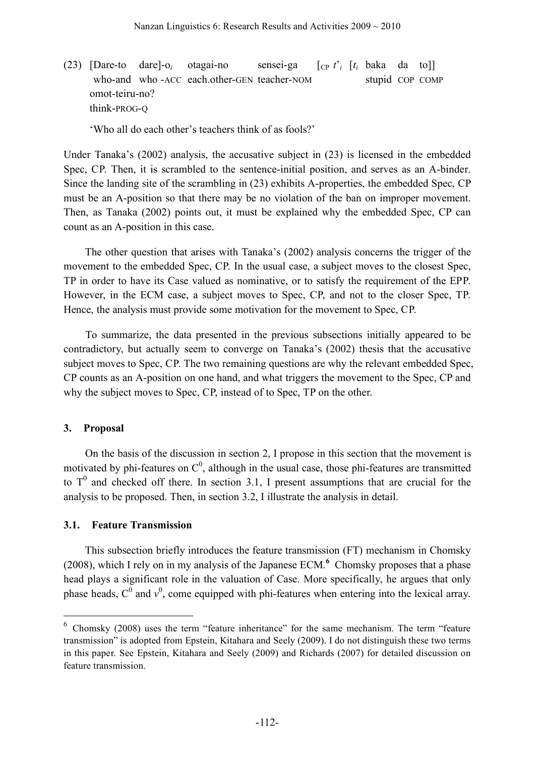(23) [Dare-to dare]-o$_i$ otagai-no sensei-ga [$_{CP}$ $t'_i$ [$t_i$ baka da to]]
 who-and who -ACC each.other-GEN teacher-NOM stupid COP COMP
 omot-teiru-no?
 think-PROG-Q

 'Who all do each other's teachers think of as fools?'

Under Tanaka's (2002) analysis, the accusative subject in (23) is licensed in the embedded Spec, CP. Then, it is scrambled to the sentence-initial position, and serves as an A-binder. Since the landing site of the scrambling in (23) exhibits A-properties, the embedded Spec, CP must be an A-position so that there may be no violation of the ban on improper movement. Then, as Tanaka (2002) points out, it must be explained why the embedded Spec, CP can count as an A-position in this case.

The other question that arises with Tanaka's (2002) analysis concerns the trigger of the movement to the embedded Spec, CP. In the usual case, a subject moves to the closest Spec, TP in order to have its Case valued as nominative, or to satisfy the requirement of the EPP. However, in the ECM case, a subject moves to Spec, CP, and not to the closer Spec, TP. Hence, the analysis must provide some motivation for the movement to Spec, CP.

To summarize, the data presented in the previous subsections initially appeared to be contradictory, but actually seem to converge on Tanaka's (2002) thesis that the accusative subject moves to Spec, CP. The two remaining questions are why the relevant embedded Spec, CP counts as an A-position on one hand, and what triggers the movement to the Spec, CP and why the subject moves to Spec, CP, instead of to Spec, TP on the other.

## 3. Proposal

On the basis of the discussion in section 2, I propose in this section that the movement is motivated by phi-features on $C^0$, although in the usual case, those phi-features are transmitted to $T^0$ and checked off there. In section 3.1, I present assumptions that are crucial for the analysis to be proposed. Then, in section 3.2, I illustrate the analysis in detail.

### 3.1. Feature Transmission

This subsection briefly introduces the feature transmission (FT) mechanism in Chomsky (2008), which I rely on in my analysis of the Japanese ECM.[6] Chomsky proposes that a phase head plays a significant role in the valuation of Case. More specifically, he argues that only phase heads, $C^0$ and $v^0$, come equipped with phi-features when entering into the lexical array.

[6] Chomsky (2008) uses the term "feature inheritance" for the same mechanism. The term "feature transmission" is adopted from Epstein, Kitahara and Seely (2009). I do not distinguish these two terms in this paper. See Epstein, Kitahara and Seely (2009) and Richards (2007) for detailed discussion on feature transmission.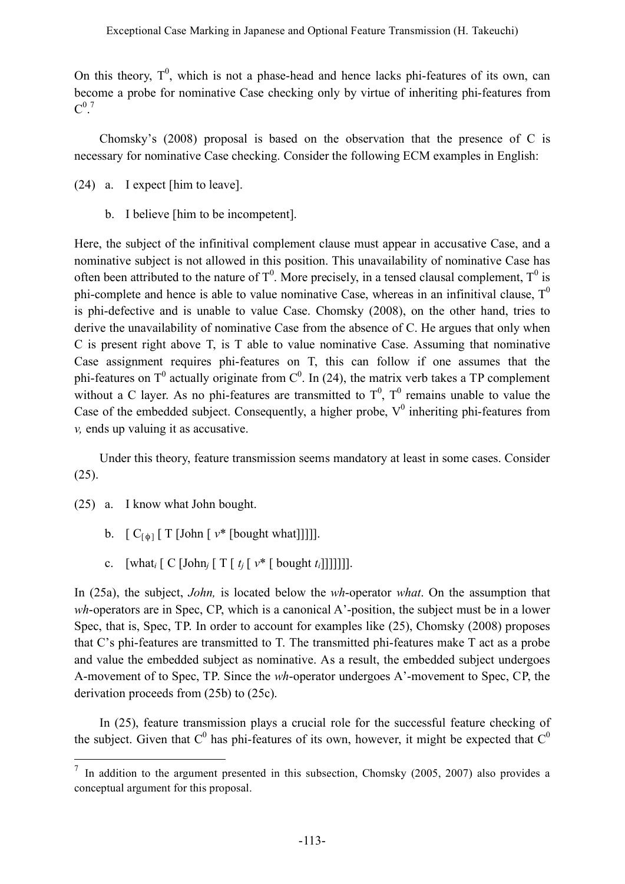On this theory, $T^0$, which is not a phase-head and hence lacks phi-features of its own, can become a probe for nominative Case checking only by virtue of inheriting phi-features from $C^0$.[7]

Chomsky's (2008) proposal is based on the observation that the presence of C is necessary for nominative Case checking. Consider the following ECM examples in English:

(24) a. I expect [him to leave].

b. I believe [him to be incompetent].

Here, the subject of the infinitival complement clause must appear in accusative Case, and a nominative subject is not allowed in this position. This unavailability of nominative Case has often been attributed to the nature of $T^0$. More precisely, in a tensed clausal complement, $T^0$ is phi-complete and hence is able to value nominative Case, whereas in an infinitival clause, $T^0$ is phi-defective and is unable to value Case. Chomsky (2008), on the other hand, tries to derive the unavailability of nominative Case from the absence of C. He argues that only when C is present right above T, is T able to value nominative Case. Assuming that nominative Case assignment requires phi-features on T, this can follow if one assumes that the phi-features on $T^0$ actually originate from $C^0$. In (24), the matrix verb takes a TP complement without a C layer. As no phi-features are transmitted to $T^0$, $T^0$ remains unable to value the Case of the embedded subject. Consequently, a higher probe, $V^0$ inheriting phi-features from *v,* ends up valuing it as accusative.

Under this theory, feature transmission seems mandatory at least in some cases. Consider (25).

(25) a. I know what John bought.

b. [ $C_{[\phi]}$ [ T [John [ *v*\* [bought what]]]]].

c. [what$_i$ [ C [John$_j$ [ T [ $t_j$ [ *v*\* [ bought $t_i$]]]]]]].

In (25a), the subject, *John,* is located below the *wh*-operator *what*. On the assumption that *wh*-operators are in Spec, CP, which is a canonical A'-position, the subject must be in a lower Spec, that is, Spec, TP. In order to account for examples like (25), Chomsky (2008) proposes that C's phi-features are transmitted to T. The transmitted phi-features make T act as a probe and value the embedded subject as nominative. As a result, the embedded subject undergoes A-movement of to Spec, TP. Since the *wh*-operator undergoes A'-movement to Spec, CP, the derivation proceeds from (25b) to (25c).

In (25), feature transmission plays a crucial role for the successful feature checking of the subject. Given that $C^0$ has phi-features of its own, however, it might be expected that $C^0$

---

[7] In addition to the argument presented in this subsection, Chomsky (2005, 2007) also provides a conceptual argument for this proposal.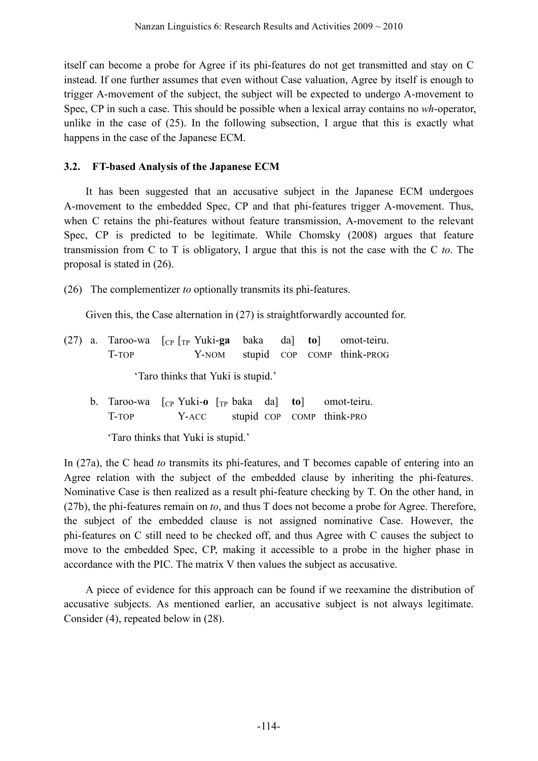itself can become a probe for Agree if its phi-features do not get transmitted and stay on C instead. If one further assumes that even without Case valuation, Agree by itself is enough to trigger A-movement of the subject, the subject will be expected to undergo A-movement to Spec, CP in such a case. This should be possible when a lexical array contains no *wh*-operator, unlike in the case of (25). In the following subsection, I argue that this is exactly what happens in the case of the Japanese ECM.

### 3.2. FT-based Analysis of the Japanese ECM

It has been suggested that an accusative subject in the Japanese ECM undergoes A-movement to the embedded Spec, CP and that phi-features trigger A-movement. Thus, when C retains the phi-features without feature transmission, A-movement to the relevant Spec, CP is predicted to be legitimate. While Chomsky (2008) argues that feature transmission from C to T is obligatory, I argue that this is not the case with the C *to*. The proposal is stated in (26).

(26) The complementizer *to* optionally transmits its phi-features.

Given this, the Case alternation in (27) is straightforwardly accounted for.

(27) a. Taroo-wa [$_{CP}$ [$_{TP}$ Yuki-**ga** baka da] **to**] omot-teiru.
T-TOP Y-NOM stupid COP COMP think-PROG
'Taro thinks that Yuki is stupid.'

b. Taroo-wa [$_{CP}$ Yuki-**o** [$_{TP}$ baka da] **to**] omot-teiru.
T-TOP Y-ACC stupid COP COMP think-PRO
'Taro thinks that Yuki is stupid.'

In (27a), the C head *to* transmits its phi-features, and T becomes capable of entering into an Agree relation with the subject of the embedded clause by inheriting the phi-features. Nominative Case is then realized as a result phi-feature checking by T. On the other hand, in (27b), the phi-features remain on *to*, and thus T does not become a probe for Agree. Therefore, the subject of the embedded clause is not assigned nominative Case. However, the phi-features on C still need to be checked off, and thus Agree with C causes the subject to move to the embedded Spec, CP, making it accessible to a probe in the higher phase in accordance with the PIC. The matrix V then values the subject as accusative.

A piece of evidence for this approach can be found if we reexamine the distribution of accusative subjects. As mentioned earlier, an accusative subject is not always legitimate. Consider (4), repeated below in (28).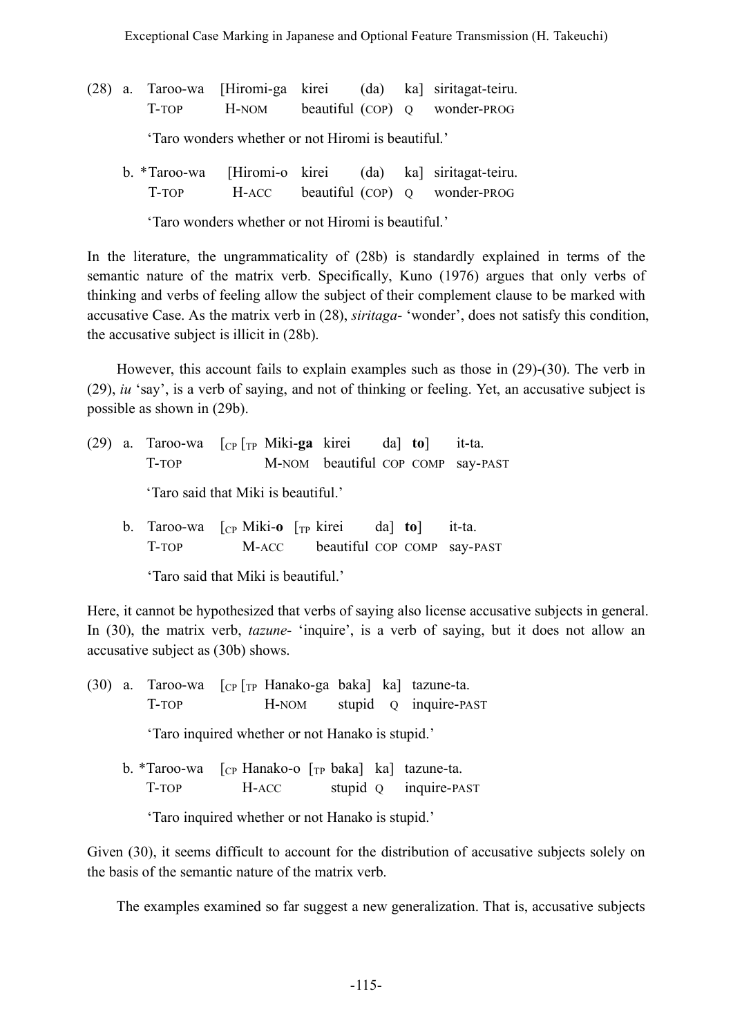(28) a. Taroo-wa [Hiromi-ga kirei (da) ka] siritagat-teiru.
T-TOP H-NOM beautiful (COP) Q wonder-PROG

'Taro wonders whether or not Hiromi is beautiful.'

b. *Taroo-wa [Hiromi-o kirei (da) ka] siritagat-teiru.
T-TOP H-ACC beautiful (COP) Q wonder-PROG

'Taro wonders whether or not Hiromi is beautiful.'

In the literature, the ungrammaticality of (28b) is standardly explained in terms of the semantic nature of the matrix verb. Specifically, Kuno (1976) argues that only verbs of thinking and verbs of feeling allow the subject of their complement clause to be marked with accusative Case. As the matrix verb in (28), *siritaga-* 'wonder', does not satisfy this condition, the accusative subject is illicit in (28b).

However, this account fails to explain examples such as those in (29)-(30). The verb in (29), *iu* 'say', is a verb of saying, and not of thinking or feeling. Yet, an accusative subject is possible as shown in (29b).

(29) a. Taroo-wa [$_{CP}$ [$_{TP}$ Miki-**ga** kirei da] **to**] it-ta.
T-TOP M-NOM beautiful COP COMP say-PAST

'Taro said that Miki is beautiful.'

b. Taroo-wa [$_{CP}$ Miki-**o** [$_{TP}$ kirei da] **to**] it-ta.
T-TOP M-ACC beautiful COP COMP say-PAST

'Taro said that Miki is beautiful.'

Here, it cannot be hypothesized that verbs of saying also license accusative subjects in general. In (30), the matrix verb, *tazune-* 'inquire', is a verb of saying, but it does not allow an accusative subject as (30b) shows.

(30) a. Taroo-wa [$_{CP}$ [$_{TP}$ Hanako-ga baka] ka] tazune-ta.
T-TOP H-NOM stupid Q inquire-PAST

'Taro inquired whether or not Hanako is stupid.'

b. *Taroo-wa [$_{CP}$ Hanako-o [$_{TP}$ baka] ka] tazune-ta.
T-TOP H-ACC stupid Q inquire-PAST

'Taro inquired whether or not Hanako is stupid.'

Given (30), it seems difficult to account for the distribution of accusative subjects solely on the basis of the semantic nature of the matrix verb.

The examples examined so far suggest a new generalization. That is, accusative subjects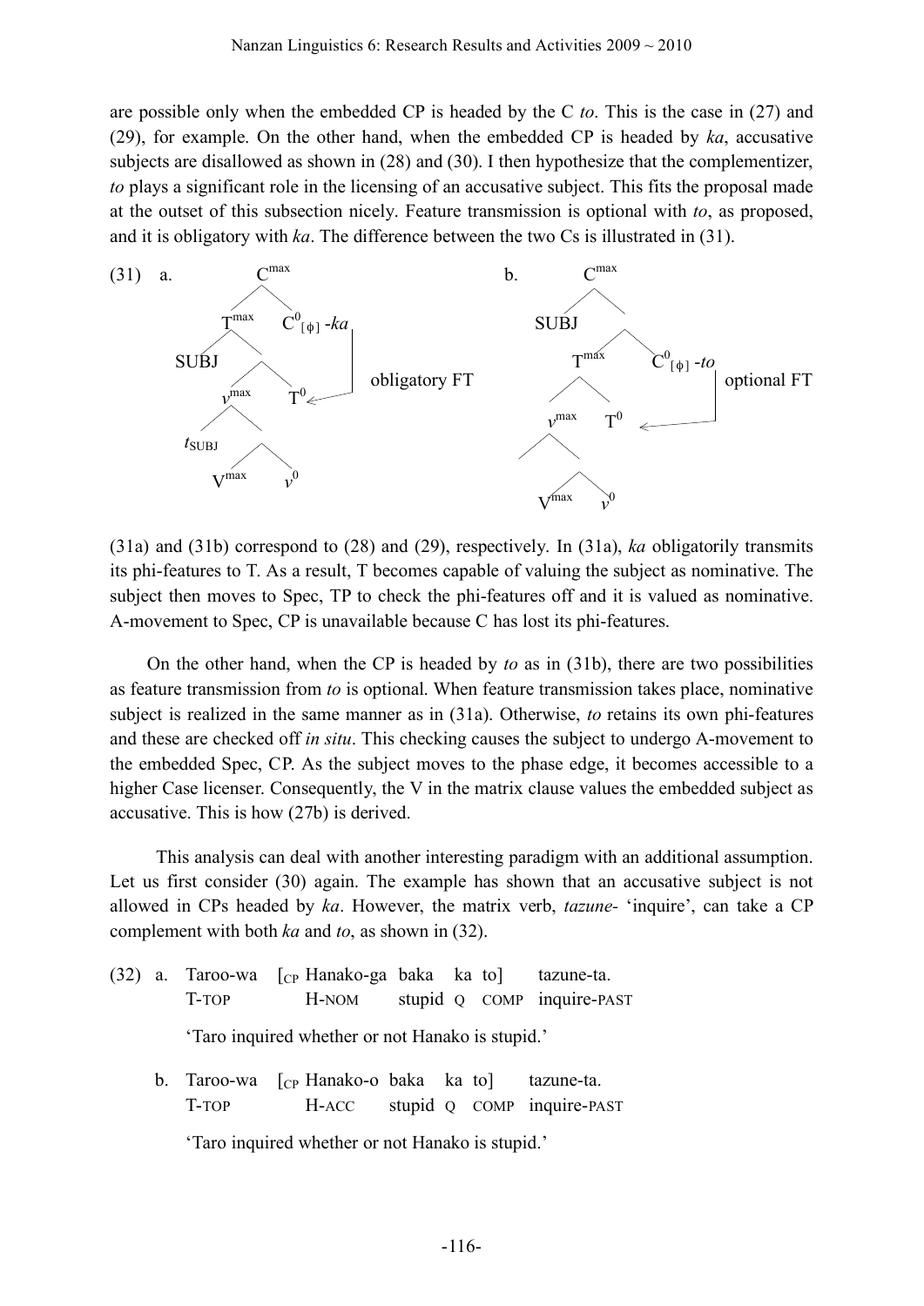are possible only when the embedded CP is headed by the C *to*. This is the case in (27) and (29), for example. On the other hand, when the embedded CP is headed by *ka*, accusative subjects are disallowed as shown in (28) and (30). I then hypothesize that the complementizer, *to* plays a significant role in the licensing of an accusative subject. This fits the proposal made at the outset of this subsection nicely. Feature transmission is optional with *to*, as proposed, and it is obligatory with *ka*. The difference between the two Cs is illustrated in (31).

(31) a. [$C^{max}$ [$T^{max}$ SUBJ [$v^{max}$ $t_{SUBJ}$ [$V^{max}$ $v^0$]] $T^0$] $C^0_{[\phi]}$-*ka*] — obligatory FT ($C^0$ → $T^0$)

b. [$C^{max}$ SUBJ [[$T^{max}$ [$v^{max}$ [$V^{max}$ $v^0$]] $T^0$] $C^0_{[\phi]}$-*to*]] — optional FT ($C^0$ → $T^0$)

(31a) and (31b) correspond to (28) and (29), respectively. In (31a), *ka* obligatorily transmits its phi-features to T. As a result, T becomes capable of valuing the subject as nominative. The subject then moves to Spec, TP to check the phi-features off and it is valued as nominative. A-movement to Spec, CP is unavailable because C has lost its phi-features.

On the other hand, when the CP is headed by *to* as in (31b), there are two possibilities as feature transmission from *to* is optional. When feature transmission takes place, nominative subject is realized in the same manner as in (31a). Otherwise, *to* retains its own phi-features and these are checked off *in situ*. This checking causes the subject to undergo A-movement to the embedded Spec, CP. As the subject moves to the phase edge, it becomes accessible to a higher Case licenser. Consequently, the V in the matrix clause values the embedded subject as accusative. This is how (27b) is derived.

This analysis can deal with another interesting paradigm with an additional assumption. Let us first consider (30) again. The example has shown that an accusative subject is not allowed in CPs headed by *ka*. However, the matrix verb, *tazune-* 'inquire', can take a CP complement with both *ka* and *to*, as shown in (32).

(32) a. Taroo-wa [$_{CP}$ Hanako-ga baka ka to] tazune-ta.
T-TOP H-NOM stupid Q COMP inquire-PAST
'Taro inquired whether or not Hanako is stupid.'

b. Taroo-wa [$_{CP}$ Hanako-o baka ka to] tazune-ta.
T-TOP H-ACC stupid Q COMP inquire-PAST
'Taro inquired whether or not Hanako is stupid.'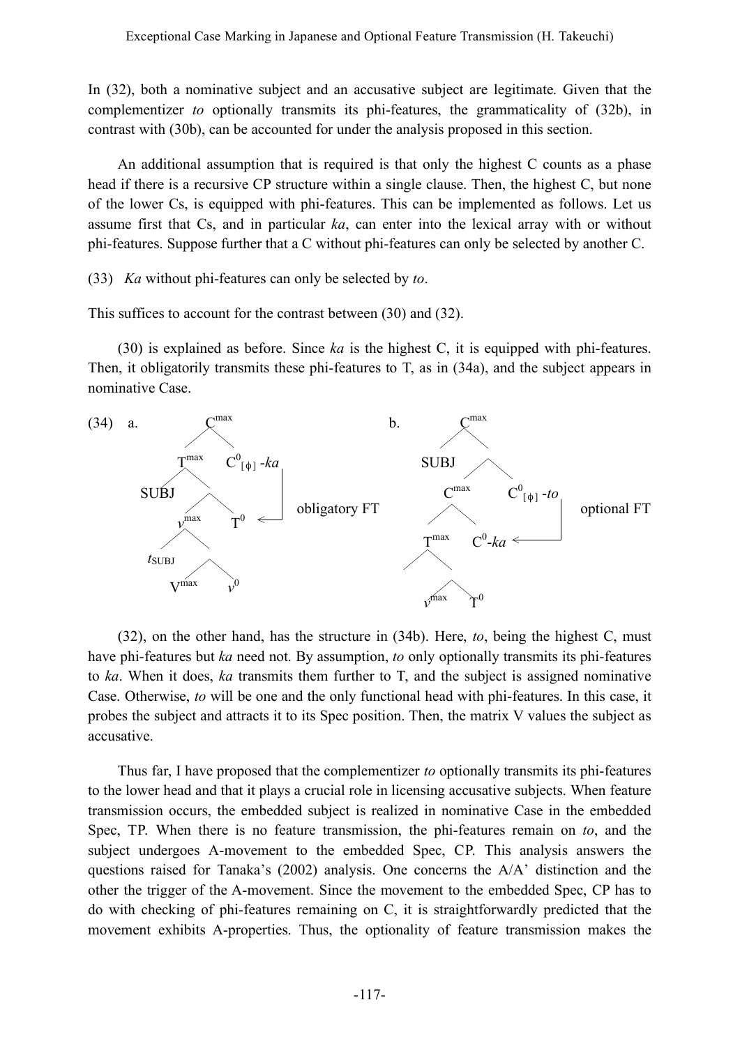In (32), both a nominative subject and an accusative subject are legitimate. Given that the complementizer *to* optionally transmits its phi-features, the grammaticality of (32b), in contrast with (30b), can be accounted for under the analysis proposed in this section.

An additional assumption that is required is that only the highest C counts as a phase head if there is a recursive CP structure within a single clause. Then, the highest C, but none of the lower Cs, is equipped with phi-features. This can be implemented as follows. Let us assume first that Cs, and in particular *ka*, can enter into the lexical array with or without phi-features. Suppose further that a C without phi-features can only be selected by another C.

(33) *Ka* without phi-features can only be selected by *to*.

This suffices to account for the contrast between (30) and (32).

(30) is explained as before. Since *ka* is the highest C, it is equipped with phi-features. Then, it obligatorily transmits these phi-features to T, as in (34a), and the subject appears in nominative Case.

(34) a. [$C^{max}$ [$T^{max}$ SUBJ [[$v^{max}$ $t_{SUBJ}$ [$V^{max}$ $v^0$]] $T^0$]] $C^0_{[\phi]}$-*ka*] — obligatory FT ($C^0_{[\phi]}$-*ka* → $T^0$)

b. [$C^{max}$ SUBJ [[$C^{max}$ [$T^{max}$ [$v^{max}$ $T^0$]] $C^0$-*ka*] $C^0_{[\phi]}$-*to*]] — optional FT ($C^0_{[\phi]}$-*to* → $C^0$-*ka*)

(32), on the other hand, has the structure in (34b). Here, *to*, being the highest C, must have phi-features but *ka* need not. By assumption, *to* only optionally transmits its phi-features to *ka*. When it does, *ka* transmits them further to T, and the subject is assigned nominative Case. Otherwise, *to* will be one and the only functional head with phi-features. In this case, it probes the subject and attracts it to its Spec position. Then, the matrix V values the subject as accusative.

Thus far, I have proposed that the complementizer *to* optionally transmits its phi-features to the lower head and that it plays a crucial role in licensing accusative subjects. When feature transmission occurs, the embedded subject is realized in nominative Case in the embedded Spec, TP. When there is no feature transmission, the phi-features remain on *to*, and the subject undergoes A-movement to the embedded Spec, CP. This analysis answers the questions raised for Tanaka's (2002) analysis. One concerns the A/A' distinction and the other the trigger of the A-movement. Since the movement to the embedded Spec, CP has to do with checking of phi-features remaining on C, it is straightforwardly predicted that the movement exhibits A-properties. Thus, the optionality of feature transmission makes the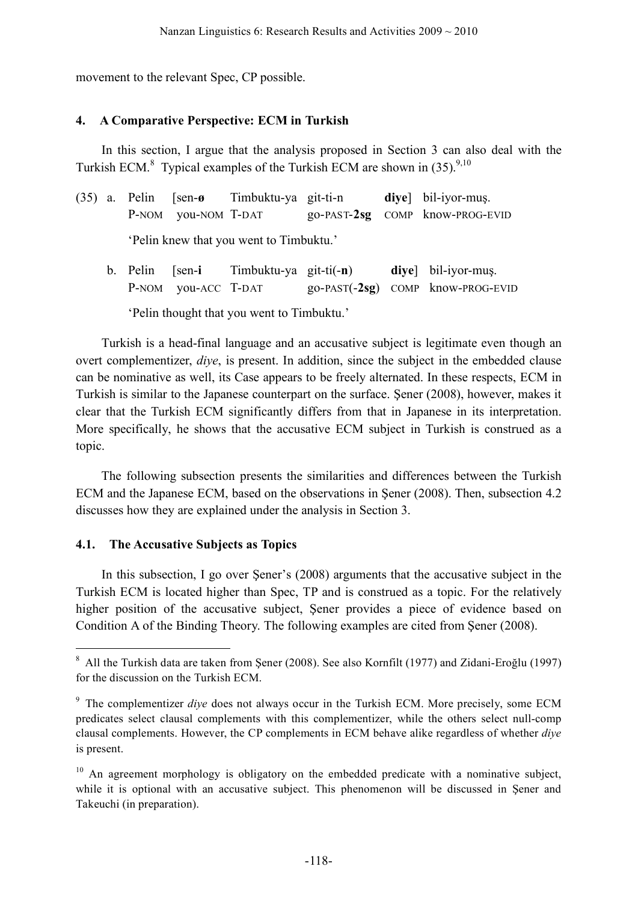movement to the relevant Spec, CP possible.

## 4. A Comparative Perspective: ECM in Turkish

In this section, I argue that the analysis proposed in Section 3 can also deal with the Turkish ECM.[8] Typical examples of the Turkish ECM are shown in (35).[9,10]

(35) a. Pelin [sen-**ø** Timbuktu-ya git-ti-n **diye**] bil-iyor-muş.
P-NOM you-NOM T-DAT go-PAST-**2sg** COMP know-PROG-EVID
'Pelin knew that you went to Timbuktu.'

b. Pelin [sen-**i** Timbuktu-ya git-ti(-**n**) **diye**] bil-iyor-muş.
P-NOM you-ACC T-DAT go-PAST(-**2sg**) COMP know-PROG-EVID
'Pelin thought that you went to Timbuktu.'

Turkish is a head-final language and an accusative subject is legitimate even though an overt complementizer, *diye*, is present. In addition, since the subject in the embedded clause can be nominative as well, its Case appears to be freely alternated. In these respects, ECM in Turkish is similar to the Japanese counterpart on the surface. Şener (2008), however, makes it clear that the Turkish ECM significantly differs from that in Japanese in its interpretation. More specifically, he shows that the accusative ECM subject in Turkish is construed as a topic.

The following subsection presents the similarities and differences between the Turkish ECM and the Japanese ECM, based on the observations in Şener (2008). Then, subsection 4.2 discusses how they are explained under the analysis in Section 3.

### 4.1. The Accusative Subjects as Topics

In this subsection, I go over Şener's (2008) arguments that the accusative subject in the Turkish ECM is located higher than Spec, TP and is construed as a topic. For the relatively higher position of the accusative subject, Şener provides a piece of evidence based on Condition A of the Binding Theory. The following examples are cited from Şener (2008).

---

[8] All the Turkish data are taken from Şener (2008). See also Kornfilt (1977) and Zidani-Eroğlu (1997) for the discussion on the Turkish ECM.

[9] The complementizer *diye* does not always occur in the Turkish ECM. More precisely, some ECM predicates select clausal complements with this complementizer, while the others select null-comp clausal complements. However, the CP complements in ECM behave alike regardless of whether *diye* is present.

[10] An agreement morphology is obligatory on the embedded predicate with a nominative subject, while it is optional with an accusative subject. This phenomenon will be discussed in Şener and Takeuchi (in preparation).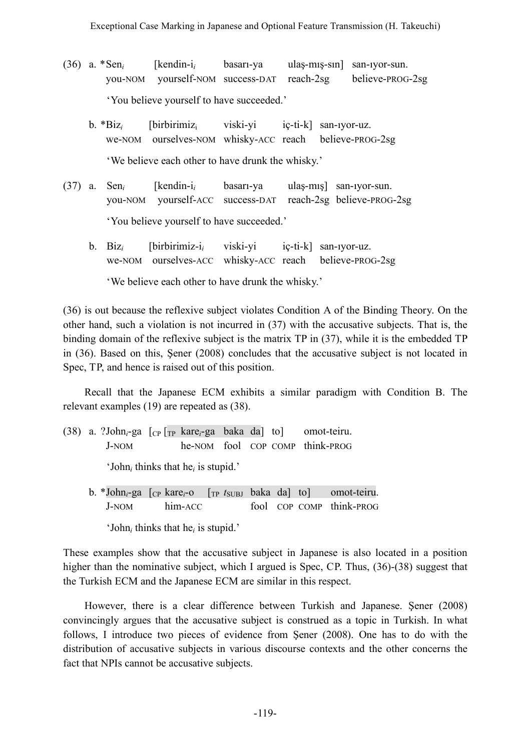(36) a. *Sen$_i$ [kendin-i$_i$ basarı-ya ulaş-mış-sın] san-ıyor-sun.
 you-NOM yourself-NOM success-DAT reach-2sg believe-PROG-2sg
 'You believe yourself to have succeeded.'

 b. *Biz$_i$ [birbirimiz$_i$ viski-yi iç-ti-k] san-ıyor-uz.
 we-NOM ourselves-NOM whisky-ACC reach believe-PROG-2sg
 'We believe each other to have drunk the whisky.'

(37) a. Sen$_i$ [kendin-i$_i$ basarı-ya ulaş-mış] san-ıyor-sun.
 you-NOM yourself-ACC success-DAT reach-2sg believe-PROG-2sg
 'You believe yourself to have succeeded.'

 b. Biz$_i$ [birbirimiz-i$_i$ viski-yi iç-ti-k] san-ıyor-uz.
 we-NOM ourselves-ACC whisky-ACC reach believe-PROG-2sg
 'We believe each other to have drunk the whisky.'

(36) is out because the reflexive subject violates Condition A of the Binding Theory. On the other hand, such a violation is not incurred in (37) with the accusative subjects. That is, the binding domain of the reflexive subject is the matrix TP in (37), while it is the embedded TP in (36). Based on this, Şener (2008) concludes that the accusative subject is not located in Spec, TP, and hence is raised out of this position.

Recall that the Japanese ECM exhibits a similar paradigm with Condition B. The relevant examples (19) are repeated as (38).

(38) a. ?John$_i$-ga [$_{CP}$ [$_{TP}$ kare$_i$-ga baka da] to] omot-teiru.
 J-NOM he-NOM fool COP COMP think-PROG
 'John$_i$ thinks that he$_i$ is stupid.'

 b. *John$_i$-ga [$_{CP}$ kare$_i$-o [$_{TP}$ $t_{SUBJ}$ baka da] to] omot-teiru.
 J-NOM him-ACC fool COP COMP think-PROG
 'John$_i$ thinks that he$_i$ is stupid.'

These examples show that the accusative subject in Japanese is also located in a position higher than the nominative subject, which I argued is Spec, CP. Thus, (36)-(38) suggest that the Turkish ECM and the Japanese ECM are similar in this respect.

However, there is a clear difference between Turkish and Japanese. Şener (2008) convincingly argues that the accusative subject is construed as a topic in Turkish. In what follows, I introduce two pieces of evidence from Şener (2008). One has to do with the distribution of accusative subjects in various discourse contexts and the other concerns the fact that NPIs cannot be accusative subjects.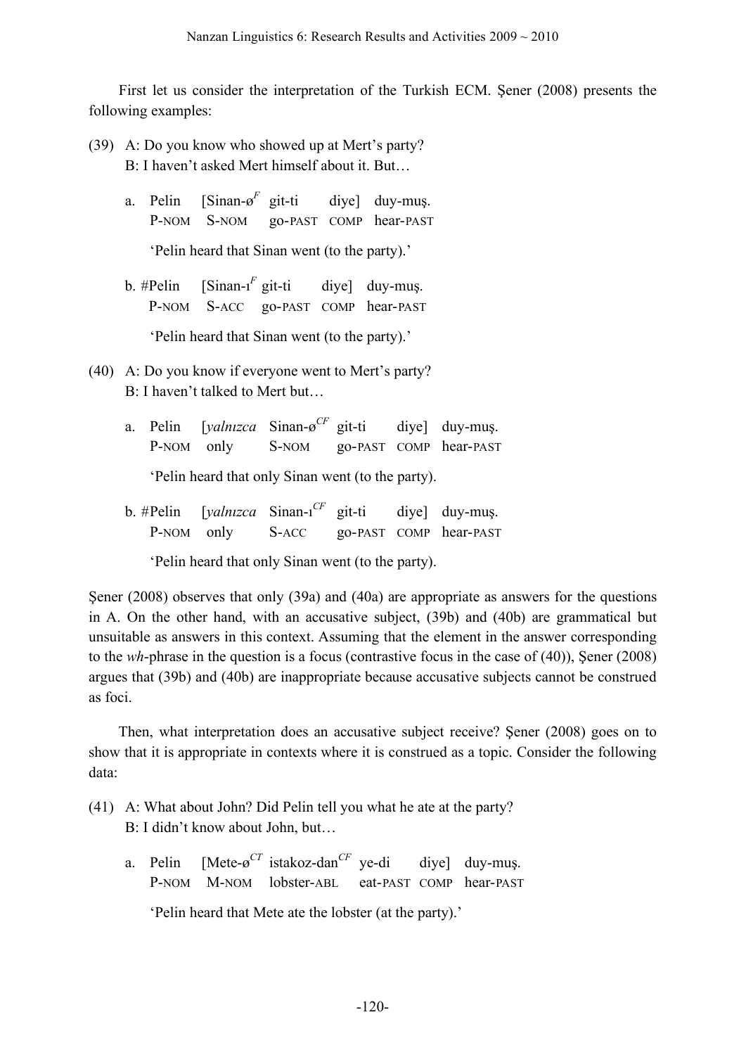First let us consider the interpretation of the Turkish ECM. Şener (2008) presents the following examples:

(39) A: Do you know who showed up at Mert's party?
  B: I haven't asked Mert himself about it. But…

  a. Pelin  [Sinan-ø$^{F}$ git-ti  diye] duy-muş.
   P-NOM  S-NOM  go-PAST COMP hear-PAST
   'Pelin heard that Sinan went (to the party).'

  b. #Pelin  [Sinan-ı$^{F}$ git-ti  diye] duy-muş.
   P-NOM  S-ACC  go-PAST COMP hear-PAST
   'Pelin heard that Sinan went (to the party).'

(40) A: Do you know if everyone went to Mert's party?
  B: I haven't talked to Mert but…

  a. Pelin  [*yalnızca* Sinan-ø$^{CF}$ git-ti  diye] duy-muş.
   P-NOM  only  S-NOM  go-PAST COMP hear-PAST
   'Pelin heard that only Sinan went (to the party).

  b. #Pelin  [*yalnızca* Sinan-ı$^{CF}$ git-ti  diye] duy-muş.
   P-NOM  only  S-ACC  go-PAST COMP hear-PAST
   'Pelin heard that only Sinan went (to the party).

Şener (2008) observes that only (39a) and (40a) are appropriate as answers for the questions in A. On the other hand, with an accusative subject, (39b) and (40b) are grammatical but unsuitable as answers in this context. Assuming that the element in the answer corresponding to the *wh*-phrase in the question is a focus (contrastive focus in the case of (40)), Şener (2008) argues that (39b) and (40b) are inappropriate because accusative subjects cannot be construed as foci.

Then, what interpretation does an accusative subject receive? Şener (2008) goes on to show that it is appropriate in contexts where it is construed as a topic. Consider the following data:

(41) A: What about John? Did Pelin tell you what he ate at the party?
  B: I didn't know about John, but…

  a. Pelin  [Mete-ø$^{CT}$ istakoz-dan$^{CF}$ ye-di  diye] duy-muş.
   P-NOM  M-NOM  lobster-ABL  eat-PAST COMP hear-PAST
   'Pelin heard that Mete ate the lobster (at the party).'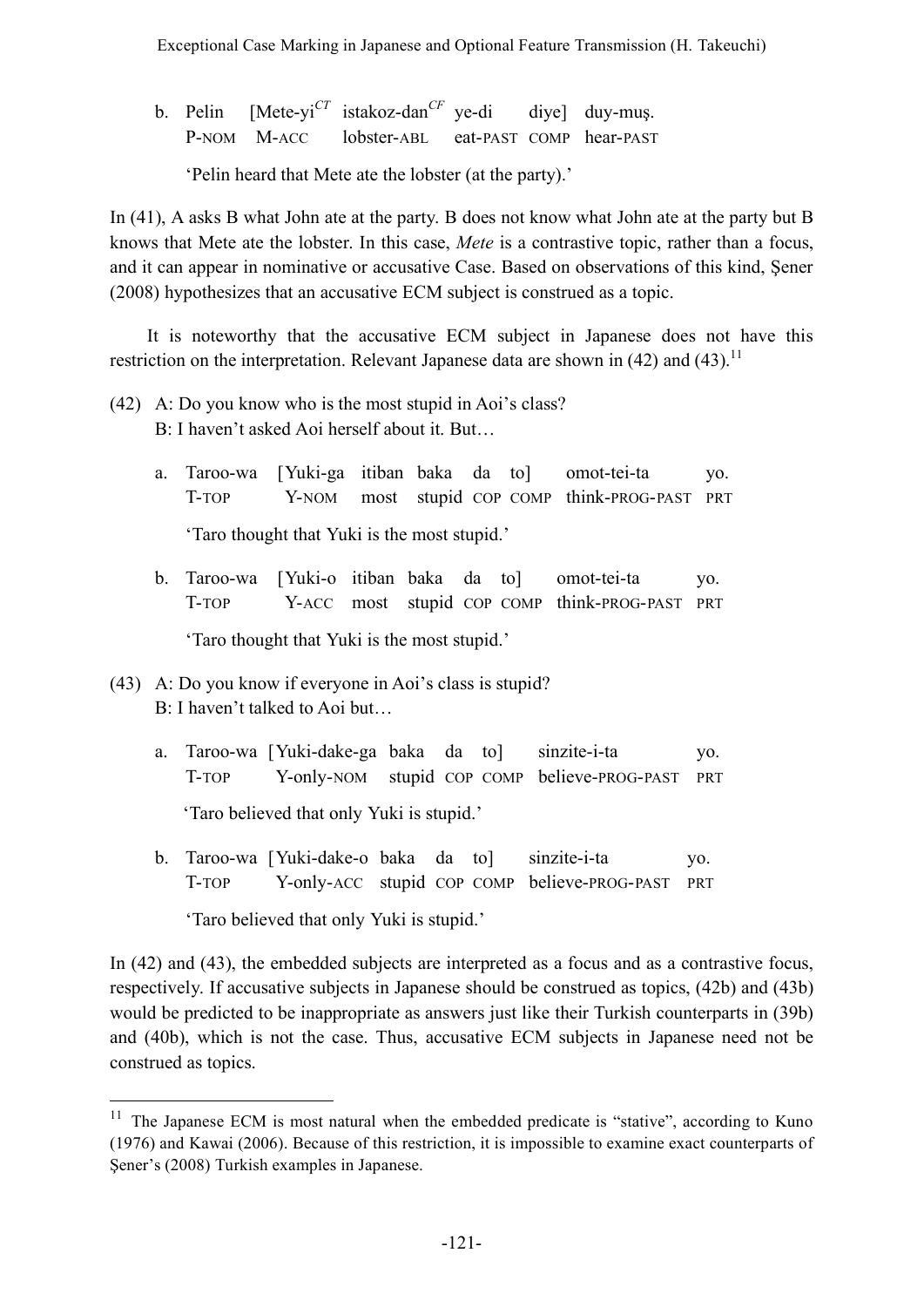b. Pelin [Mete-yi$^{CT}$ istakoz-dan$^{CF}$ ye-di diye] duy-muş.
   P-NOM M-ACC lobster-ABL eat-PAST COMP hear-PAST

   'Pelin heard that Mete ate the lobster (at the party).'

In (41), A asks B what John ate at the party. B does not know what John ate at the party but B knows that Mete ate the lobster. In this case, *Mete* is a contrastive topic, rather than a focus, and it can appear in nominative or accusative Case. Based on observations of this kind, Şener (2008) hypothesizes that an accusative ECM subject is construed as a topic.

It is noteworthy that the accusative ECM subject in Japanese does not have this restriction on the interpretation. Relevant Japanese data are shown in (42) and (43).[11]

(42) A: Do you know who is the most stupid in Aoi's class?
     B: I haven't asked Aoi herself about it. But…

   a. Taroo-wa [Yuki-ga itiban baka da to] omot-tei-ta yo.
      T-TOP Y-NOM most stupid COP COMP think-PROG-PAST PRT

      'Taro thought that Yuki is the most stupid.'

   b. Taroo-wa [Yuki-o itiban baka da to] omot-tei-ta yo.
      T-TOP Y-ACC most stupid COP COMP think-PROG-PAST PRT

      'Taro thought that Yuki is the most stupid.'

(43) A: Do you know if everyone in Aoi's class is stupid?
     B: I haven't talked to Aoi but…

   a. Taroo-wa [Yuki-dake-ga baka da to] sinzite-i-ta yo.
      T-TOP Y-only-NOM stupid COP COMP believe-PROG-PAST PRT

      'Taro believed that only Yuki is stupid.'

   b. Taroo-wa [Yuki-dake-o baka da to] sinzite-i-ta yo.
      T-TOP Y-only-ACC stupid COP COMP believe-PROG-PAST PRT

      'Taro believed that only Yuki is stupid.'

In (42) and (43), the embedded subjects are interpreted as a focus and as a contrastive focus, respectively. If accusative subjects in Japanese should be construed as topics, (42b) and (43b) would be predicted to be inappropriate as answers just like their Turkish counterparts in (39b) and (40b), which is not the case. Thus, accusative ECM subjects in Japanese need not be construed as topics.

---

[11] The Japanese ECM is most natural when the embedded predicate is "stative", according to Kuno (1976) and Kawai (2006). Because of this restriction, it is impossible to examine exact counterparts of Şener's (2008) Turkish examples in Japanese.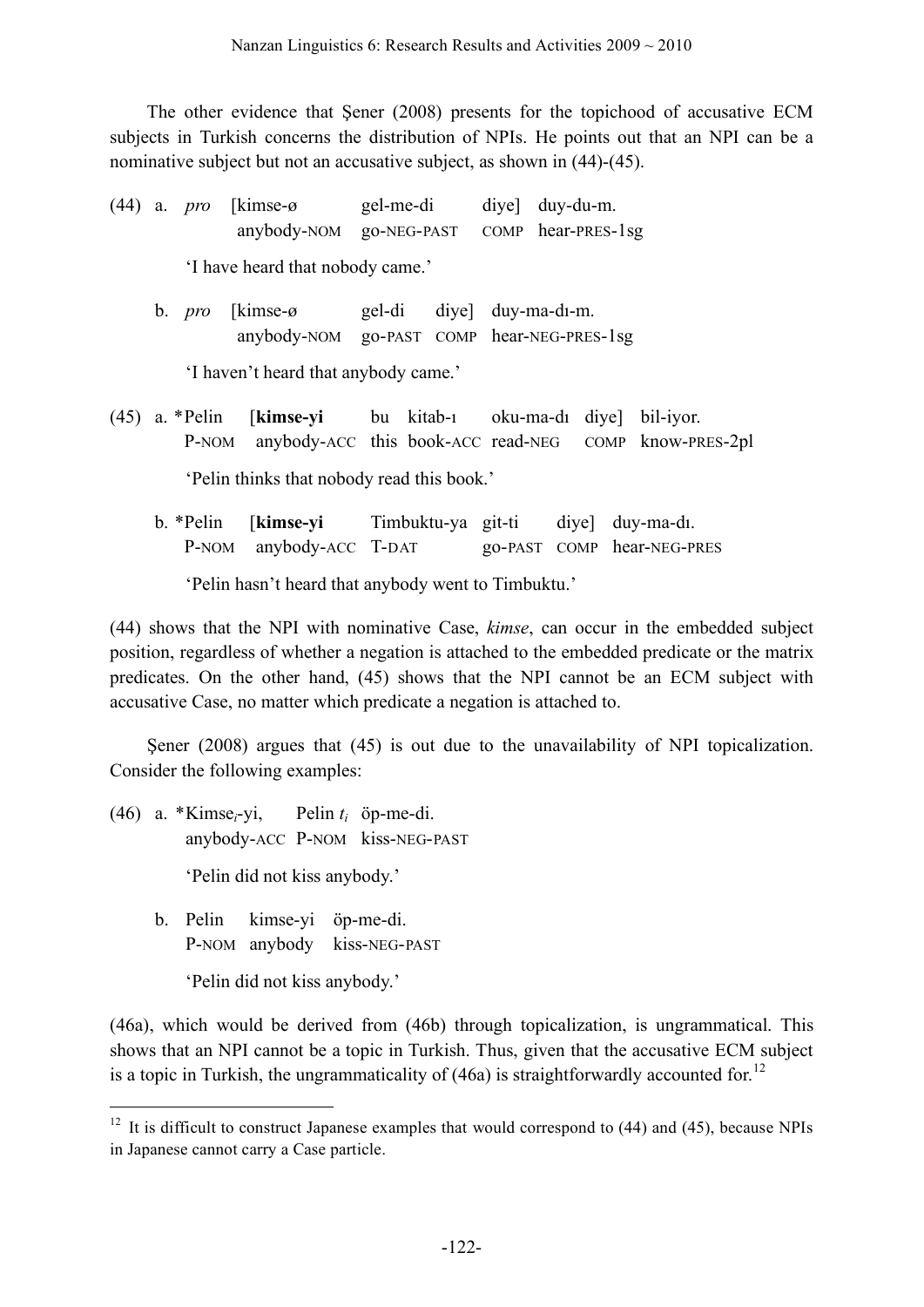The other evidence that Şener (2008) presents for the topichood of accusative ECM subjects in Turkish concerns the distribution of NPIs. He points out that an NPI can be a nominative subject but not an accusative subject, as shown in (44)-(45).

(44) a. *pro* [kimse-ø gel-me-di diye] duy-du-m.
anybody-NOM go-NEG-PAST COMP hear-PRES-1sg

'I have heard that nobody came.'

b. *pro* [kimse-ø gel-di diye] duy-ma-dı-m.
anybody-NOM go-PAST COMP hear-NEG-PRES-1sg

'I haven't heard that anybody came.'

(45) a. *Pelin [**kimse-yi** bu kitab-ı oku-ma-dı diye] bil-iyor.
P-NOM anybody-ACC this book-ACC read-NEG COMP know-PRES-2pl

'Pelin thinks that nobody read this book.'

b. *Pelin [**kimse-yi** Timbuktu-ya git-ti diye] duy-ma-dı.
P-NOM anybody-ACC T-DAT go-PAST COMP hear-NEG-PRES

'Pelin hasn't heard that anybody went to Timbuktu.'

(44) shows that the NPI with nominative Case, *kimse*, can occur in the embedded subject position, regardless of whether a negation is attached to the embedded predicate or the matrix predicates. On the other hand, (45) shows that the NPI cannot be an ECM subject with accusative Case, no matter which predicate a negation is attached to.

Şener (2008) argues that (45) is out due to the unavailability of NPI topicalization. Consider the following examples:

(46) a. *Kimse$_i$-yi, Pelin $t_i$ öp-me-di.
anybody-ACC P-NOM kiss-NEG-PAST

'Pelin did not kiss anybody.'

b. Pelin kimse-yi öp-me-di.
P-NOM anybody kiss-NEG-PAST

'Pelin did not kiss anybody.'

(46a), which would be derived from (46b) through topicalization, is ungrammatical. This shows that an NPI cannot be a topic in Turkish. Thus, given that the accusative ECM subject is a topic in Turkish, the ungrammaticality of (46a) is straightforwardly accounted for.[12]

[12] It is difficult to construct Japanese examples that would correspond to (44) and (45), because NPIs in Japanese cannot carry a Case particle.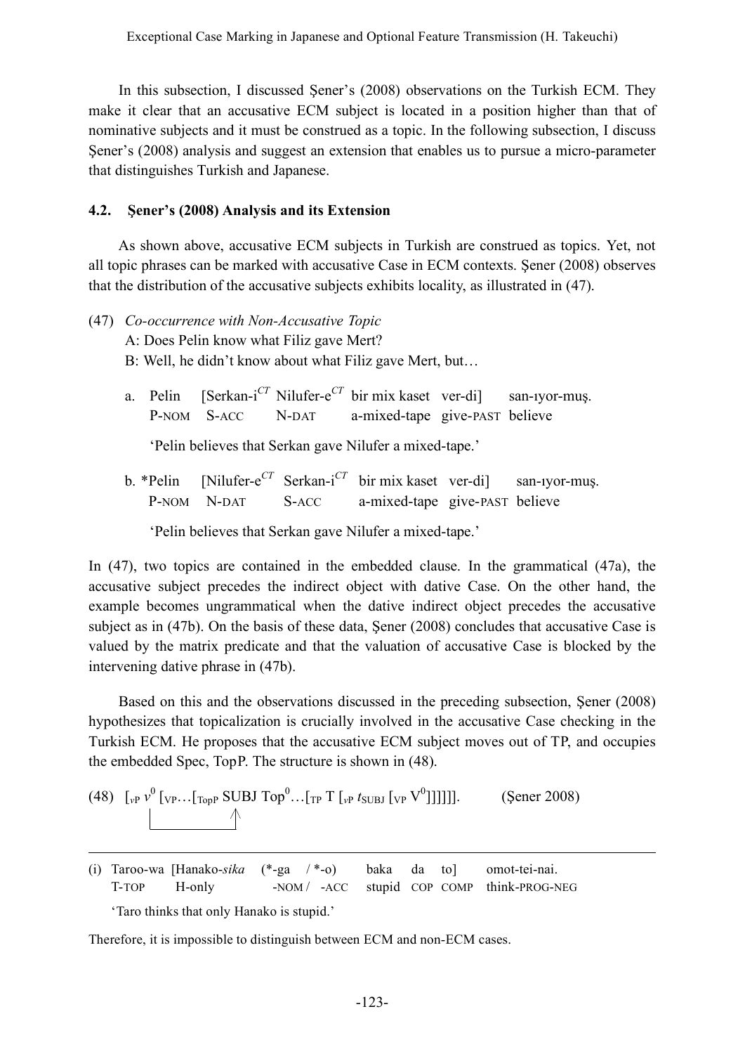In this subsection, I discussed Şener's (2008) observations on the Turkish ECM. They make it clear that an accusative ECM subject is located in a position higher than that of nominative subjects and it must be construed as a topic. In the following subsection, I discuss Şener's (2008) analysis and suggest an extension that enables us to pursue a micro-parameter that distinguishes Turkish and Japanese.

### 4.2. Şener's (2008) Analysis and its Extension

As shown above, accusative ECM subjects in Turkish are construed as topics. Yet, not all topic phrases can be marked with accusative Case in ECM contexts. Şener (2008) observes that the distribution of the accusative subjects exhibits locality, as illustrated in (47).

(47) *Co-occurrence with Non-Accusative Topic*
A: Does Pelin know what Filiz gave Mert?
B: Well, he didn't know about what Filiz gave Mert, but…

a. Pelin [Serkan-i$^{CT}$ Nilufer-e$^{CT}$ bir mix kaset ver-di] san-ıyor-muş.
P-NOM S-ACC N-DAT a-mixed-tape give-PAST believe

'Pelin believes that Serkan gave Nilufer a mixed-tape.'

b. *Pelin [Nilufer-e$^{CT}$ Serkan-i$^{CT}$ bir mix kaset ver-di] san-ıyor-muş.
P-NOM N-DAT S-ACC a-mixed-tape give-PAST believe

'Pelin believes that Serkan gave Nilufer a mixed-tape.'

In (47), two topics are contained in the embedded clause. In the grammatical (47a), the accusative subject precedes the indirect object with dative Case. On the other hand, the example becomes ungrammatical when the dative indirect object precedes the accusative subject as in (47b). On the basis of these data, Şener (2008) concludes that accusative Case is valued by the matrix predicate and that the valuation of accusative Case is blocked by the intervening dative phrase in (47b).

Based on this and the observations discussed in the preceding subsection, Şener (2008) hypothesizes that topicalization is crucially involved in the accusative Case checking in the Turkish ECM. He proposes that the accusative ECM subject moves out of TP, and occupies the embedded Spec, TopP. The structure is shown in (48).

(48) $[_{vP}\ v^{0}\ [_{VP} \ldots [_{TopP}$ SUBJ $\mathrm{Top}^{0} \ldots [_{TP}$ T $[_{vP}\ t_{SUBJ}\ [_{VP}\ V^{0}]]]]]]$. (Şener 2008)

---

(i) Taroo-wa [Hanako-*sika* (*-ga / *-o) baka da to] omot-tei-nai.
T-TOP H-only -NOM / -ACC stupid COP COMP think-PROG-NEG

'Taro thinks that only Hanako is stupid.'

Therefore, it is impossible to distinguish between ECM and non-ECM cases.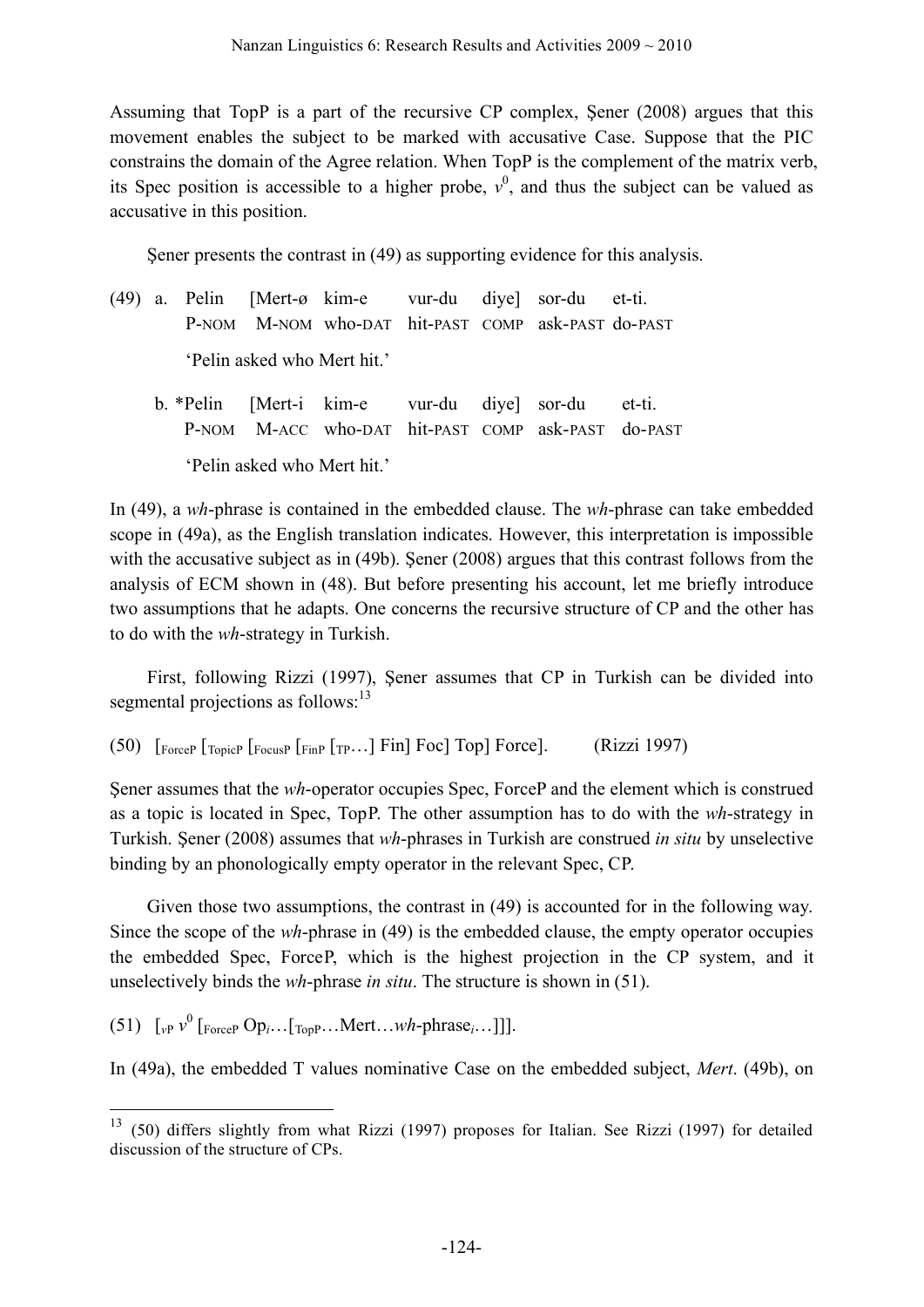Assuming that TopP is a part of the recursive CP complex, Şener (2008) argues that this movement enables the subject to be marked with accusative Case. Suppose that the PIC constrains the domain of the Agree relation. When TopP is the complement of the matrix verb, its Spec position is accessible to a higher probe, $v^0$, and thus the subject can be valued as accusative in this position.

Şener presents the contrast in (49) as supporting evidence for this analysis.

(49) a. Pelin [Mert-ø kim-e vur-du diye] sor-du et-ti.
   P-NOM M-NOM who-DAT hit-PAST COMP ask-PAST do-PAST
   'Pelin asked who Mert hit.'

b. *Pelin [Mert-i kim-e vur-du diye] sor-du et-ti.
   P-NOM M-ACC who-DAT hit-PAST COMP ask-PAST do-PAST
   'Pelin asked who Mert hit.'

In (49), a *wh*-phrase is contained in the embedded clause. The *wh*-phrase can take embedded scope in (49a), as the English translation indicates. However, this interpretation is impossible with the accusative subject as in (49b). Şener (2008) argues that this contrast follows from the analysis of ECM shown in (48). But before presenting his account, let me briefly introduce two assumptions that he adapts. One concerns the recursive structure of CP and the other has to do with the *wh*-strategy in Turkish.

First, following Rizzi (1997), Şener assumes that CP in Turkish can be divided into segmental projections as follows:[13]

(50) $[_{\text{ForceP}}\ [_{\text{TopicP}}\ [_{\text{FocusP}}\ [_{\text{FinP}}\ [_{\text{TP}} \ldots]$ Fin] Foc] Top] Force]. (Rizzi 1997)

Şener assumes that the *wh*-operator occupies Spec, ForceP and the element which is construed as a topic is located in Spec, TopP. The other assumption has to do with the *wh*-strategy in Turkish. Şener (2008) assumes that *wh*-phrases in Turkish are construed *in situ* by unselective binding by an phonologically empty operator in the relevant Spec, CP.

Given those two assumptions, the contrast in (49) is accounted for in the following way. Since the scope of the *wh*-phrase in (49) is the embedded clause, the empty operator occupies the embedded Spec, ForceP, which is the highest projection in the CP system, and it unselectively binds the *wh*-phrase *in situ*. The structure is shown in (51).

(51) $[_{vP}\ v^0\ [_{\text{ForceP}}\ \text{Op}_i \ldots [_{\text{TopP}} \ldots \text{Mert} \ldots wh\text{-phrase}_i \ldots]]]$.

In (49a), the embedded T values nominative Case on the embedded subject, *Mert*. (49b), on

---

[13] (50) differs slightly from what Rizzi (1997) proposes for Italian. See Rizzi (1997) for detailed discussion of the structure of CPs.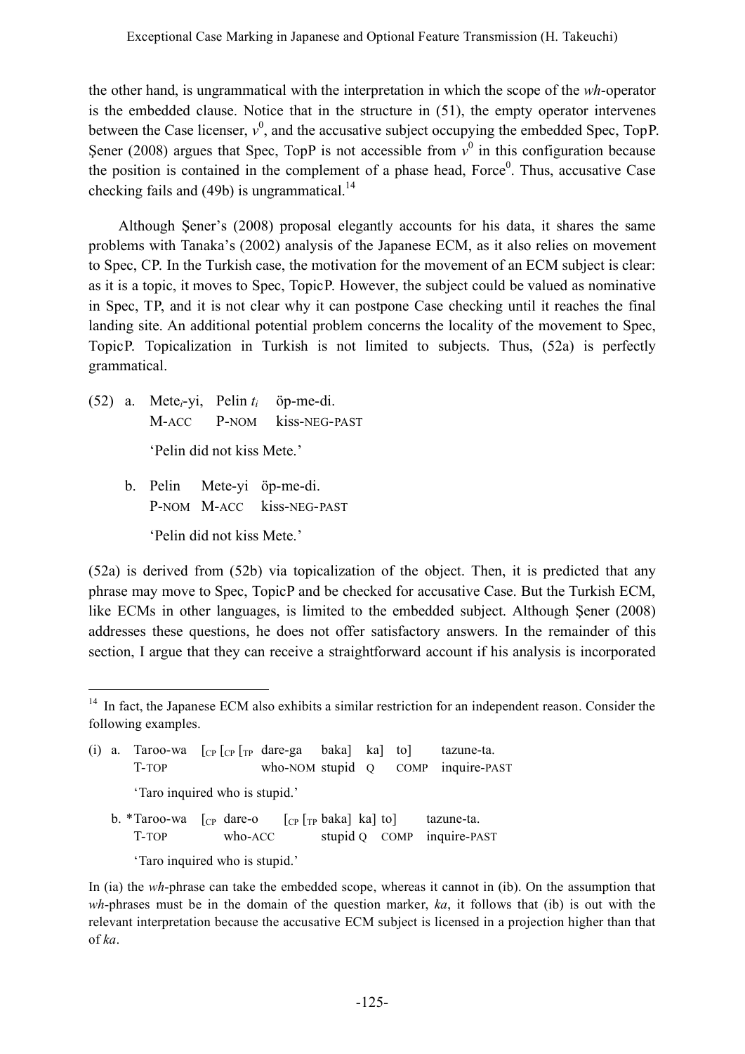the other hand, is ungrammatical with the interpretation in which the scope of the *wh*-operator is the embedded clause. Notice that in the structure in (51), the empty operator intervenes between the Case licenser, $v^0$, and the accusative subject occupying the embedded Spec, TopP. Şener (2008) argues that Spec, TopP is not accessible from $v^0$ in this configuration because the position is contained in the complement of a phase head, Force$^0$. Thus, accusative Case checking fails and (49b) is ungrammatical.[14]

Although Şener's (2008) proposal elegantly accounts for his data, it shares the same problems with Tanaka's (2002) analysis of the Japanese ECM, as it also relies on movement to Spec, CP. In the Turkish case, the motivation for the movement of an ECM subject is clear: as it is a topic, it moves to Spec, TopicP. However, the subject could be valued as nominative in Spec, TP, and it is not clear why it can postpone Case checking until it reaches the final landing site. An additional potential problem concerns the locality of the movement to Spec, TopicP. Topicalization in Turkish is not limited to subjects. Thus, (52a) is perfectly grammatical.

(52) a. Mete$_i$-yi, Pelin $t_i$ öp-me-di.
M-ACC P-NOM kiss-NEG-PAST
'Pelin did not kiss Mete.'

b. Pelin Mete-yi öp-me-di.
P-NOM M-ACC kiss-NEG-PAST
'Pelin did not kiss Mete.'

(52a) is derived from (52b) via topicalization of the object. Then, it is predicted that any phrase may move to Spec, TopicP and be checked for accusative Case. But the Turkish ECM, like ECMs in other languages, is limited to the embedded subject. Although Şener (2008) addresses these questions, he does not offer satisfactory answers. In the remainder of this section, I argue that they can receive a straightforward account if his analysis is incorporated

---

[14] In fact, the Japanese ECM also exhibits a similar restriction for an independent reason. Consider the following examples.

(i) a. Taroo-wa [$_{CP}$ [$_{CP}$ [$_{TP}$ dare-ga baka] ka] to] tazune-ta.
T-TOP who-NOM stupid Q COMP inquire-PAST
'Taro inquired who is stupid.'

b. \*Taroo-wa [$_{CP}$ dare-o [$_{CP}$ [$_{TP}$ baka] ka] to] tazune-ta.
T-TOP who-ACC stupid Q COMP inquire-PAST
'Taro inquired who is stupid.'

In (ia) the *wh*-phrase can take the embedded scope, whereas it cannot in (ib). On the assumption that *wh*-phrases must be in the domain of the question marker, *ka*, it follows that (ib) is out with the relevant interpretation because the accusative ECM subject is licensed in a projection higher than that of *ka*.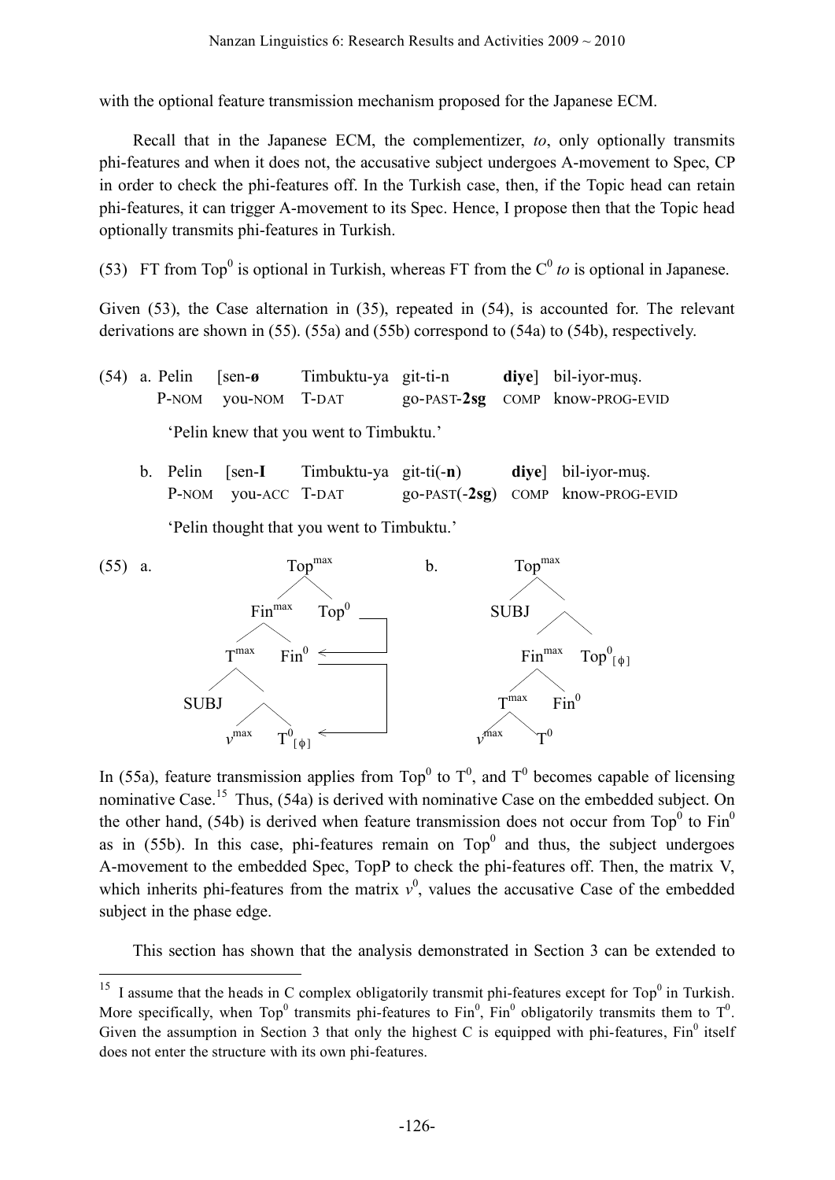with the optional feature transmission mechanism proposed for the Japanese ECM.

Recall that in the Japanese ECM, the complementizer, *to*, only optionally transmits phi-features and when it does not, the accusative subject undergoes A-movement to Spec, CP in order to check the phi-features off. In the Turkish case, then, if the Topic head can retain phi-features, it can trigger A-movement to its Spec. Hence, I propose then that the Topic head optionally transmits phi-features in Turkish.

(53) FT from $Top^0$ is optional in Turkish, whereas FT from the $C^0$ *to* is optional in Japanese.

Given (53), the Case alternation in (35), repeated in (54), is accounted for. The relevant derivations are shown in (55). (55a) and (55b) correspond to (54a) to (54b), respectively.

(54) a. Pelin [sen-**ø** Timbuktu-ya git-ti-n **diye**] bil-iyor-muş.
P-NOM you-NOM T-DAT go-PAST-**2sg** COMP know-PROG-EVID
'Pelin knew that you went to Timbuktu.'

b. Pelin [sen-**I** Timbuktu-ya git-ti(-**n**) **diye**] bil-iyor-muş.
P-NOM you-ACC T-DAT go-PAST(-**2sg**) COMP know-PROG-EVID
'Pelin thought that you went to Timbuktu.'

(55) a. $[_{Top^{max}}\ [_{Fin^{max}}\ [_{T^{max}}\ \text{SUBJ}\ [\ v^{max}\ T^0_{[\phi]}\ ]]\ Fin^0\ ]\ Top^0\ ]$ (arrows: $Top^0 \rightarrow Fin^0$; $Top^0 \rightarrow T^0_{[\phi]}$)

b. $[_{Top^{max}}\ \text{SUBJ}\ [\ [_{Fin^{max}}\ [_{T^{max}}\ v^{max}\ T^0\ ]\ Fin^0\ ]\ Top^0_{[\phi]}\ ]]$

In (55a), feature transmission applies from $Top^0$ to $T^0$, and $T^0$ becomes capable of licensing nominative Case.[15] Thus, (54a) is derived with nominative Case on the embedded subject. On the other hand, (54b) is derived when feature transmission does not occur from $Top^0$ to $Fin^0$ as in (55b). In this case, phi-features remain on $Top^0$ and thus, the subject undergoes A-movement to the embedded Spec, TopP to check the phi-features off. Then, the matrix V, which inherits phi-features from the matrix $v^0$, values the accusative Case of the embedded subject in the phase edge.

This section has shown that the analysis demonstrated in Section 3 can be extended to

---

[15] I assume that the heads in C complex obligatorily transmit phi-features except for $Top^0$ in Turkish. More specifically, when $Top^0$ transmits phi-features to $Fin^0$, $Fin^0$ obligatorily transmits them to $T^0$. Given the assumption in Section 3 that only the highest C is equipped with phi-features, $Fin^0$ itself does not enter the structure with its own phi-features.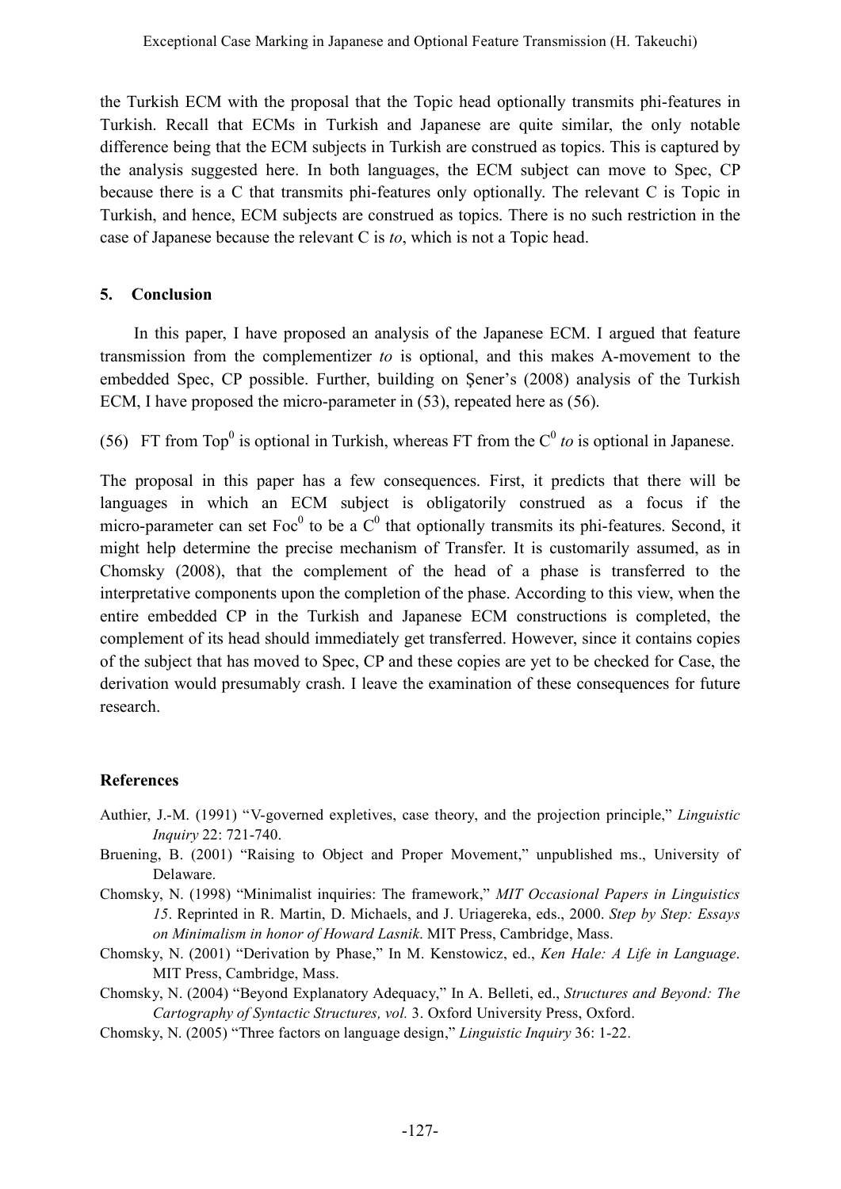the Turkish ECM with the proposal that the Topic head optionally transmits phi-features in Turkish. Recall that ECMs in Turkish and Japanese are quite similar, the only notable difference being that the ECM subjects in Turkish are construed as topics. This is captured by the analysis suggested here. In both languages, the ECM subject can move to Spec, CP because there is a C that transmits phi-features only optionally. The relevant C is Topic in Turkish, and hence, ECM subjects are construed as topics. There is no such restriction in the case of Japanese because the relevant C is *to*, which is not a Topic head.

## 5. Conclusion

In this paper, I have proposed an analysis of the Japanese ECM. I argued that feature transmission from the complementizer *to* is optional, and this makes A-movement to the embedded Spec, CP possible. Further, building on Şener's (2008) analysis of the Turkish ECM, I have proposed the micro-parameter in (53), repeated here as (56).

(56) FT from $\text{Top}^0$ is optional in Turkish, whereas FT from the $C^0$ *to* is optional in Japanese.

The proposal in this paper has a few consequences. First, it predicts that there will be languages in which an ECM subject is obligatorily construed as a focus if the micro-parameter can set $\text{Foc}^0$ to be a $C^0$ that optionally transmits its phi-features. Second, it might help determine the precise mechanism of Transfer. It is customarily assumed, as in Chomsky (2008), that the complement of the head of a phase is transferred to the interpretative components upon the completion of the phase. According to this view, when the entire embedded CP in the Turkish and Japanese ECM constructions is completed, the complement of its head should immediately get transferred. However, since it contains copies of the subject that has moved to Spec, CP and these copies are yet to be checked for Case, the derivation would presumably crash. I leave the examination of these consequences for future research.

## References

Authier, J.-M. (1991) "V-governed expletives, case theory, and the projection principle," *Linguistic Inquiry* 22: 721-740.

Bruening, B. (2001) "Raising to Object and Proper Movement," unpublished ms., University of Delaware.

Chomsky, N. (1998) "Minimalist inquiries: The framework," *MIT Occasional Papers in Linguistics 15*. Reprinted in R. Martin, D. Michaels, and J. Uriagereka, eds., 2000. *Step by Step: Essays on Minimalism in honor of Howard Lasnik*. MIT Press, Cambridge, Mass.

Chomsky, N. (2001) "Derivation by Phase," In M. Kenstowicz, ed., *Ken Hale: A Life in Language*. MIT Press, Cambridge, Mass.

Chomsky, N. (2004) "Beyond Explanatory Adequacy," In A. Belleti, ed., *Structures and Beyond: The Cartography of Syntactic Structures, vol.* 3. Oxford University Press, Oxford.

Chomsky, N. (2005) "Three factors on language design," *Linguistic Inquiry* 36: 1-22.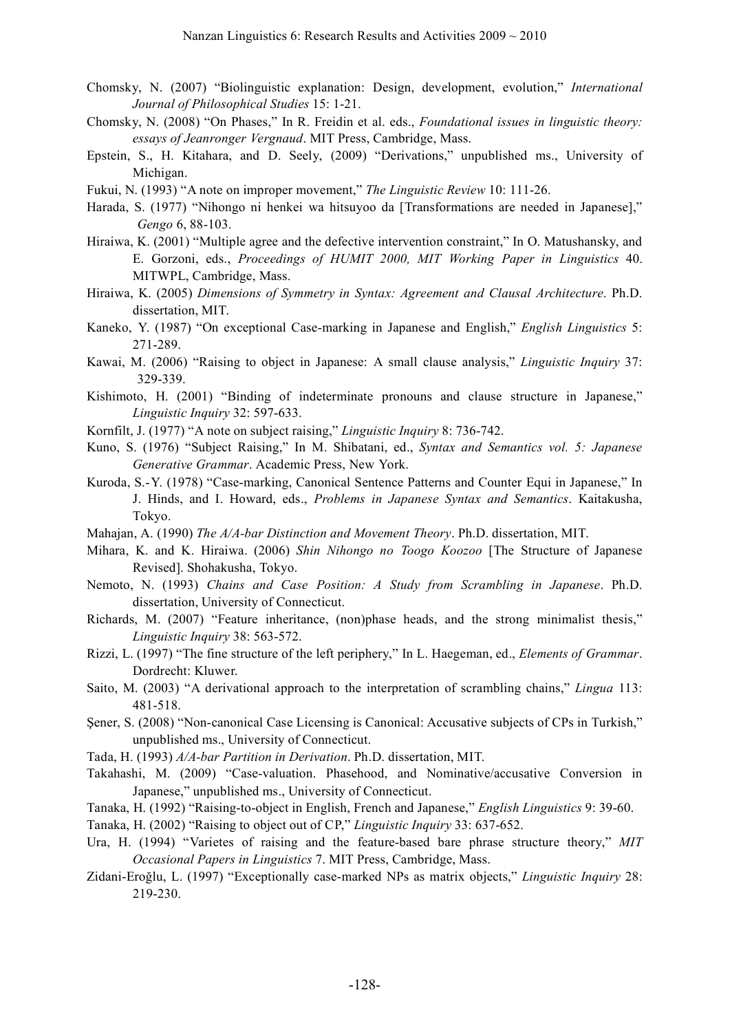Chomsky, N. (2007) “Biolinguistic explanation: Design, development, evolution,” *International Journal of Philosophical Studies* 15: 1-21.

Chomsky, N. (2008) “On Phases,” In R. Freidin et al. eds., *Foundational issues in linguistic theory: essays of Jeanronger Vergnaud*. MIT Press, Cambridge, Mass.

Epstein, S., H. Kitahara, and D. Seely, (2009) “Derivations,” unpublished ms., University of Michigan.

Fukui, N. (1993) “A note on improper movement,” *The Linguistic Review* 10: 111-26.

Harada, S. (1977) “Nihongo ni henkei wa hitsuyoo da [Transformations are needed in Japanese],” *Gengo* 6, 88-103.

Hiraiwa, K. (2001) “Multiple agree and the defective intervention constraint,” In O. Matushansky, and E. Gorzoni, eds., *Proceedings of HUMIT 2000, MIT Working Paper in Linguistics* 40. MITWPL, Cambridge, Mass.

Hiraiwa, K. (2005) *Dimensions of Symmetry in Syntax: Agreement and Clausal Architecture*. Ph.D. dissertation, MIT.

Kaneko, Y. (1987) “On exceptional Case-marking in Japanese and English,” *English Linguistics* 5: 271-289.

Kawai, M. (2006) “Raising to object in Japanese: A small clause analysis,” *Linguistic Inquiry* 37: 329-339.

Kishimoto, H. (2001) “Binding of indeterminate pronouns and clause structure in Japanese,” *Linguistic Inquiry* 32: 597-633.

Kornfilt, J. (1977) “A note on subject raising,” *Linguistic Inquiry* 8: 736-742.

Kuno, S. (1976) “Subject Raising,” In M. Shibatani, ed., *Syntax and Semantics vol. 5: Japanese Generative Grammar*. Academic Press, New York.

Kuroda, S.-Y. (1978) “Case-marking, Canonical Sentence Patterns and Counter Equi in Japanese,” In J. Hinds, and I. Howard, eds., *Problems in Japanese Syntax and Semantics*. Kaitakusha, Tokyo.

Mahajan, A. (1990) *The A/A-bar Distinction and Movement Theory*. Ph.D. dissertation, MIT.

Mihara, K. and K. Hiraiwa. (2006) *Shin Nihongo no Toogo Koozoo* [The Structure of Japanese Revised]. Shohakusha, Tokyo.

Nemoto, N. (1993) *Chains and Case Position: A Study from Scrambling in Japanese*. Ph.D. dissertation, University of Connecticut.

Richards, M. (2007) “Feature inheritance, (non)phase heads, and the strong minimalist thesis,” *Linguistic Inquiry* 38: 563-572.

Rizzi, L. (1997) “The fine structure of the left periphery,” In L. Haegeman, ed., *Elements of Grammar*. Dordrecht: Kluwer.

Saito, M. (2003) “A derivational approach to the interpretation of scrambling chains,” *Lingua* 113: 481-518.

Şener, S. (2008) “Non-canonical Case Licensing is Canonical: Accusative subjects of CPs in Turkish,” unpublished ms., University of Connecticut.

Tada, H. (1993) *A/A-bar Partition in Derivation*. Ph.D. dissertation, MIT.

Takahashi, M. (2009) “Case-valuation. Phasehood, and Nominative/accusative Conversion in Japanese,” unpublished ms., University of Connecticut.

Tanaka, H. (1992) “Raising-to-object in English, French and Japanese,” *English Linguistics* 9: 39-60.

Tanaka, H. (2002) “Raising to object out of CP,” *Linguistic Inquiry* 33: 637-652.

Ura, H. (1994) “Varietes of raising and the feature-based bare phrase structure theory,” *MIT Occasional Papers in Linguistics* 7. MIT Press, Cambridge, Mass.

Zidani-Eroğlu, L. (1997) “Exceptionally case-marked NPs as matrix objects,” *Linguistic Inquiry* 28: 219-230.